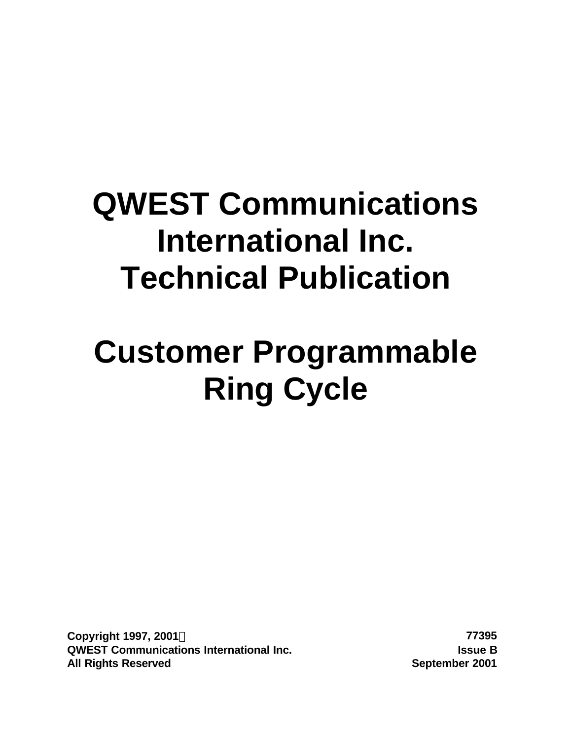# QWEST Communications International Inc. Technical Publication

# Customer Programmable Ring Cycle

**Copyright 1997, 2001©**
**QWEST Communications International Inc.**
**All Rights Reserved**

**77395**
**Issue B**
**September 2001**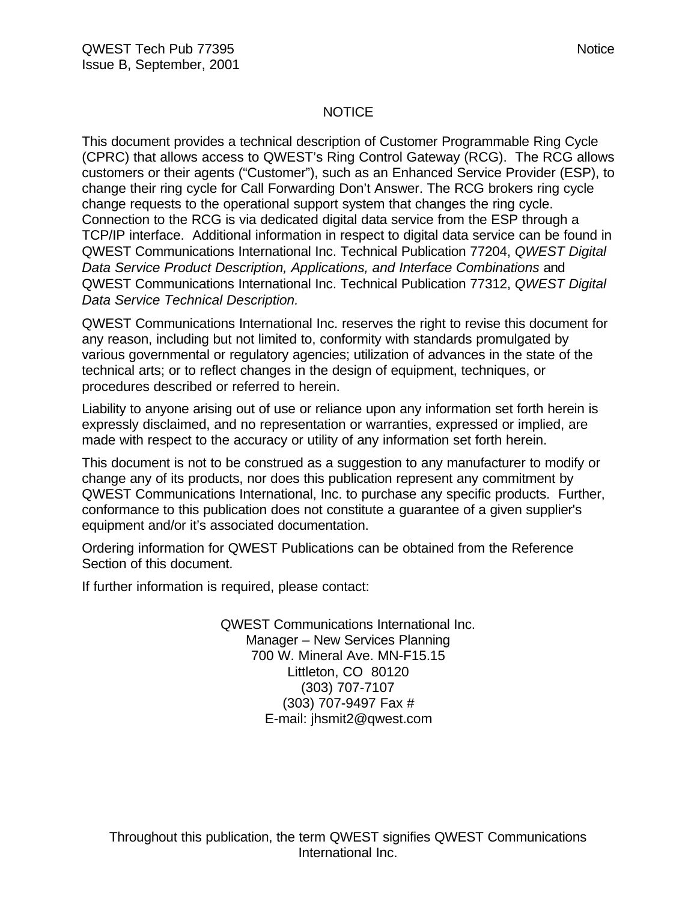# NOTICE

This document provides a technical description of Customer Programmable Ring Cycle (CPRC) that allows access to QWEST's Ring Control Gateway (RCG). The RCG allows customers or their agents ("Customer"), such as an Enhanced Service Provider (ESP), to change their ring cycle for Call Forwarding Don't Answer. The RCG brokers ring cycle change requests to the operational support system that changes the ring cycle. Connection to the RCG is via dedicated digital data service from the ESP through a TCP/IP interface. Additional information in respect to digital data service can be found in QWEST Communications International Inc. Technical Publication 77204, *QWEST Digital Data Service Product Description, Applications, and Interface Combinations* and QWEST Communications International Inc. Technical Publication 77312, *QWEST Digital Data Service Technical Description.*

QWEST Communications International Inc. reserves the right to revise this document for any reason, including but not limited to, conformity with standards promulgated by various governmental or regulatory agencies; utilization of advances in the state of the technical arts; or to reflect changes in the design of equipment, techniques, or procedures described or referred to herein.

Liability to anyone arising out of use or reliance upon any information set forth herein is expressly disclaimed, and no representation or warranties, expressed or implied, are made with respect to the accuracy or utility of any information set forth herein.

This document is not to be construed as a suggestion to any manufacturer to modify or change any of its products, nor does this publication represent any commitment by QWEST Communications International, Inc. to purchase any specific products. Further, conformance to this publication does not constitute a guarantee of a given supplier's equipment and/or it's associated documentation.

Ordering information for QWEST Publications can be obtained from the Reference Section of this document.

If further information is required, please contact:

QWEST Communications International Inc.
Manager – New Services Planning
700 W. Mineral Ave. MN-F15.15
Littleton, CO 80120
(303) 707-7107
(303) 707-9497 Fax #
E-mail: jhsmit2@qwest.com

Throughout this publication, the term QWEST signifies QWEST Communications International Inc.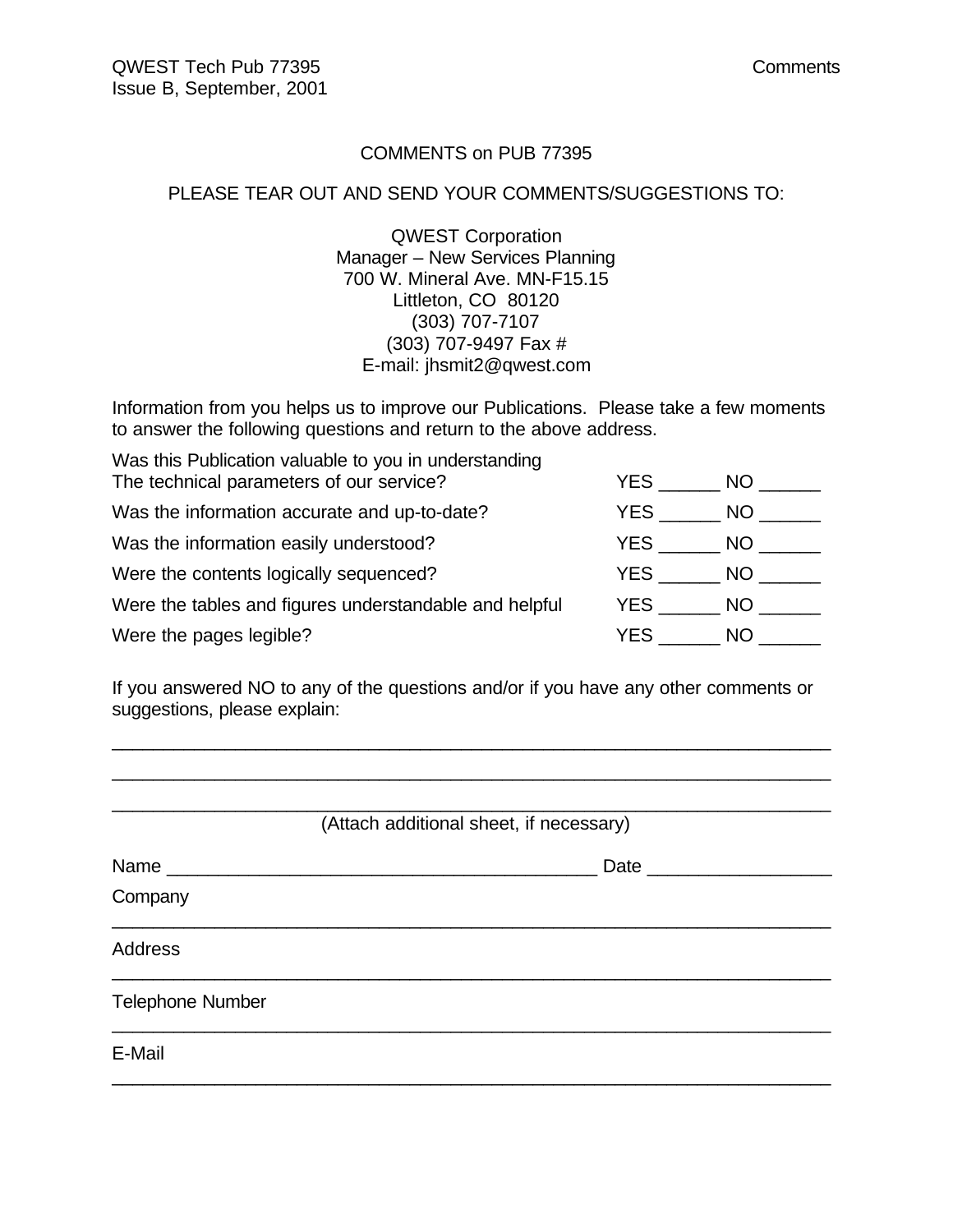COMMENTS on PUB 77395

PLEASE TEAR OUT AND SEND YOUR COMMENTS/SUGGESTIONS TO:

QWEST Corporation
Manager – New Services Planning
700 W. Mineral Ave. MN-F15.15
Littleton, CO 80120
(303) 707-7107
(303) 707-9497 Fax #
E-mail: jhsmit2@qwest.com

Information from you helps us to improve our Publications. Please take a few moments to answer the following questions and return to the above address.

| | |
|---|---|
| Was this Publication valuable to you in understanding The technical parameters of our service? | YES ______ NO ______ |
| Was the information accurate and up-to-date? | YES ______ NO ______ |
| Was the information easily understood? | YES ______ NO ______ |
| Were the contents logically sequenced? | YES ______ NO ______ |
| Were the tables and figures understandable and helpful | YES ______ NO ______ |
| Were the pages legible? | YES ______ NO ______ |

If you answered NO to any of the questions and/or if you have any other comments or suggestions, please explain:

______________________________________________________________________

______________________________________________________________________

______________________________________________________________________

(Attach additional sheet, if necessary)

Name ____________________________________________ Date __________________

Company
______________________________________________________________________

Address
______________________________________________________________________

Telephone Number
______________________________________________________________________

E-Mail
______________________________________________________________________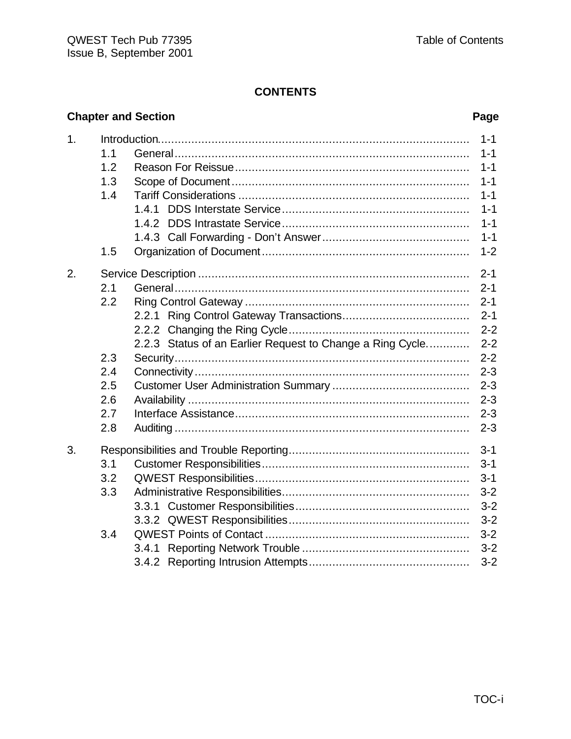# CONTENTS

| Chapter and Section | | | Page |
|---|---|---|---|
| 1. | Introduction | | 1-1 |
| | 1.1 | General | 1-1 |
| | 1.2 | Reason For Reissue | 1-1 |
| | 1.3 | Scope of Document | 1-1 |
| | 1.4 | Tariff Considerations | 1-1 |
| | | 1.4.1 DDS Interstate Service | 1-1 |
| | | 1.4.2 DDS Intrastate Service | 1-1 |
| | | 1.4.3 Call Forwarding - Don't Answer | 1-1 |
| | 1.5 | Organization of Document | 1-2 |
| 2. | Service Description | | 2-1 |
| | 2.1 | General | 2-1 |
| | 2.2 | Ring Control Gateway | 2-1 |
| | | 2.2.1 Ring Control Gateway Transactions | 2-1 |
| | | 2.2.2 Changing the Ring Cycle | 2-2 |
| | | 2.2.3 Status of an Earlier Request to Change a Ring Cycle. | 2-2 |
| | 2.3 | Security | 2-2 |
| | 2.4 | Connectivity | 2-3 |
| | 2.5 | Customer User Administration Summary | 2-3 |
| | 2.6 | Availability | 2-3 |
| | 2.7 | Interface Assistance | 2-3 |
| | 2.8 | Auditing | 2-3 |
| 3. | Responsibilities and Trouble Reporting | | 3-1 |
| | 3.1 | Customer Responsibilities | 3-1 |
| | 3.2 | QWEST Responsibilities | 3-1 |
| | 3.3 | Administrative Responsibilities | 3-2 |
| | | 3.3.1 Customer Responsibilities | 3-2 |
| | | 3.3.2 QWEST Responsibilities | 3-2 |
| | 3.4 | QWEST Points of Contact | 3-2 |
| | | 3.4.1 Reporting Network Trouble | 3-2 |
| | | 3.4.2 Reporting Intrusion Attempts | 3-2 |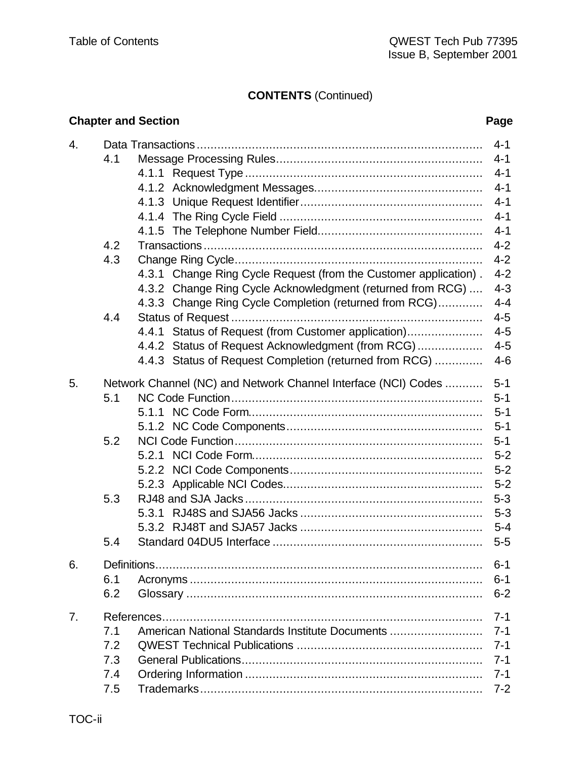**CONTENTS** (Continued)

| Chapter and Section | | | Page |
|---|---|---|---|
| 4. | Data Transactions | | 4-1 |
| | 4.1 | Message Processing Rules | 4-1 |
| | | 4.1.1 Request Type | 4-1 |
| | | 4.1.2 Acknowledgment Messages | 4-1 |
| | | 4.1.3 Unique Request Identifier | 4-1 |
| | | 4.1.4 The Ring Cycle Field | 4-1 |
| | | 4.1.5 The Telephone Number Field | 4-1 |
| | 4.2 | Transactions | 4-2 |
| | 4.3 | Change Ring Cycle | 4-2 |
| | | 4.3.1 Change Ring Cycle Request (from the Customer application) | 4-2 |
| | | 4.3.2 Change Ring Cycle Acknowledgment (returned from RCG) | 4-3 |
| | | 4.3.3 Change Ring Cycle Completion (returned from RCG) | 4-4 |
| | 4.4 | Status of Request | 4-5 |
| | | 4.4.1 Status of Request (from Customer application) | 4-5 |
| | | 4.4.2 Status of Request Acknowledgment (from RCG) | 4-5 |
| | | 4.4.3 Status of Request Completion (returned from RCG) | 4-6 |
| 5. | Network Channel (NC) and Network Channel Interface (NCI) Codes | | 5-1 |
| | 5.1 | NC Code Function | 5-1 |
| | | 5.1.1 NC Code Form | 5-1 |
| | | 5.1.2 NC Code Components | 5-1 |
| | 5.2 | NCI Code Function | 5-1 |
| | | 5.2.1 NCI Code Form | 5-2 |
| | | 5.2.2 NCI Code Components | 5-2 |
| | | 5.2.3 Applicable NCI Codes | 5-2 |
| | 5.3 | RJ48 and SJA Jacks | 5-3 |
| | | 5.3.1 RJ48S and SJA56 Jacks | 5-3 |
| | | 5.3.2 RJ48T and SJA57 Jacks | 5-4 |
| | 5.4 | Standard 04DU5 Interface | 5-5 |
| 6. | Definitions | | 6-1 |
| | 6.1 | Acronyms | 6-1 |
| | 6.2 | Glossary | 6-2 |
| 7. | References | | 7-1 |
| | 7.1 | American National Standards Institute Documents | 7-1 |
| | 7.2 | QWEST Technical Publications | 7-1 |
| | 7.3 | General Publications | 7-1 |
| | 7.4 | Ordering Information | 7-1 |
| | 7.5 | Trademarks | 7-2 |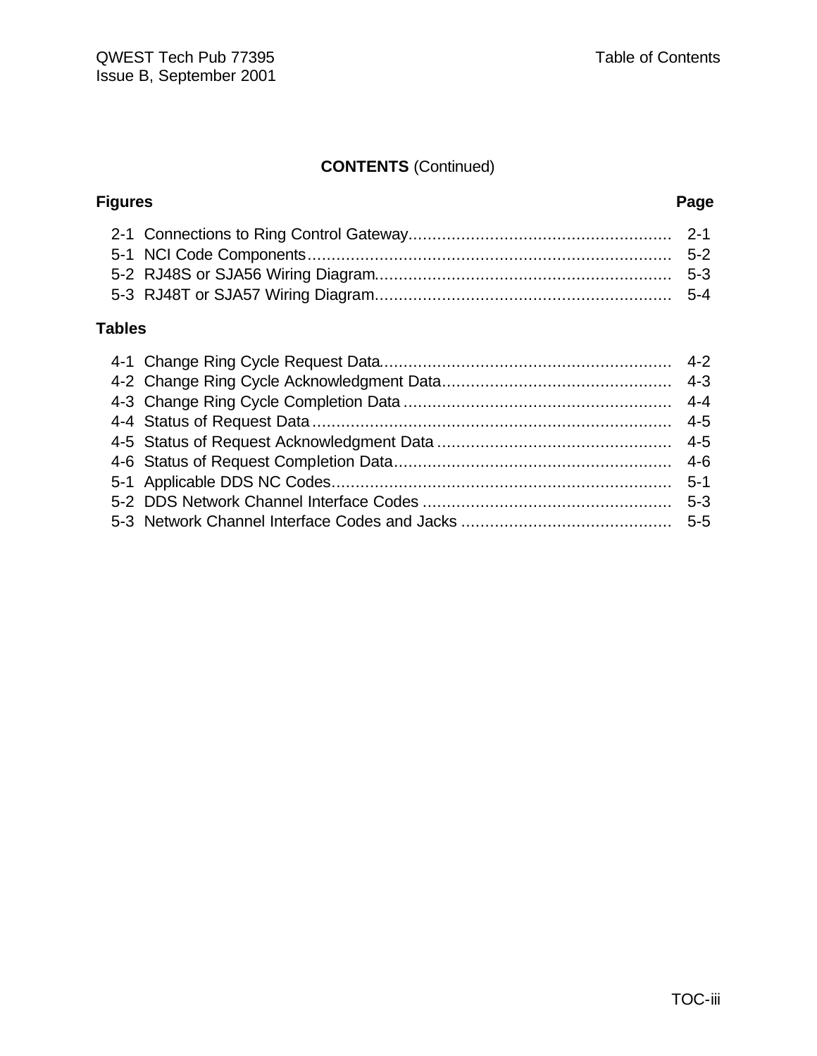# CONTENTS (Continued)

| Figures | | Page |
|---|---|---|
| 2-1 | Connections to Ring Control Gateway | 2-1 |
| 5-1 | NCI Code Components | 5-2 |
| 5-2 | RJ48S or SJA56 Wiring Diagram | 5-3 |
| 5-3 | RJ48T or SJA57 Wiring Diagram | 5-4 |

| Tables | | Page |
|---|---|---|
| 4-1 | Change Ring Cycle Request Data | 4-2 |
| 4-2 | Change Ring Cycle Acknowledgment Data | 4-3 |
| 4-3 | Change Ring Cycle Completion Data | 4-4 |
| 4-4 | Status of Request Data | 4-5 |
| 4-5 | Status of Request Acknowledgment Data | 4-5 |
| 4-6 | Status of Request Completion Data | 4-6 |
| 5-1 | Applicable DDS NC Codes | 5-1 |
| 5-2 | DDS Network Channel Interface Codes | 5-3 |
| 5-3 | Network Channel Interface Codes and Jacks | 5-5 |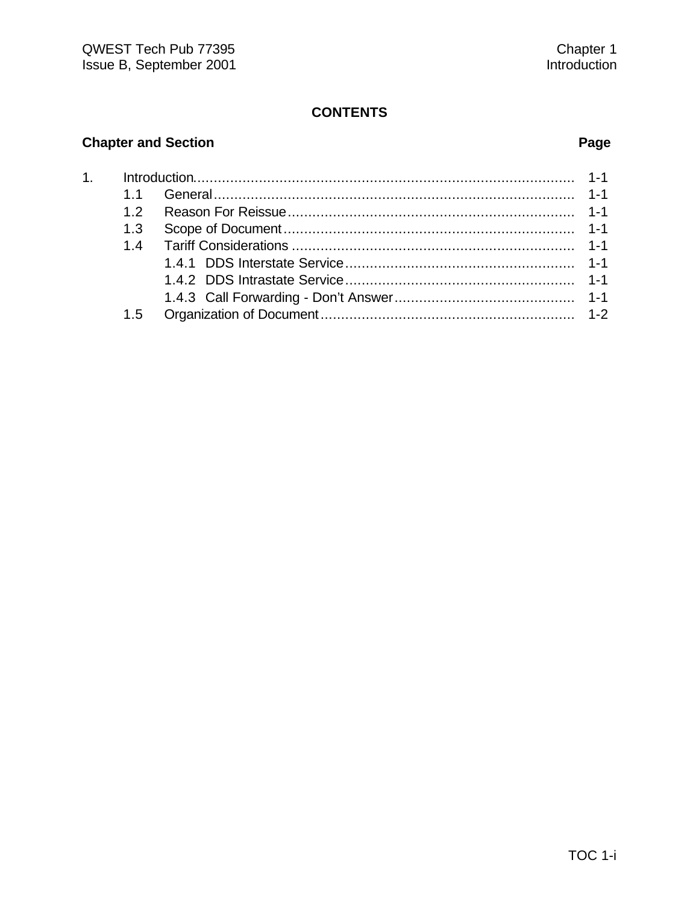## CONTENTS

| Chapter and Section | | Page |
| --- | --- | --- |
| 1. | Introduction | 1-1 |
| 1.1 | General | 1-1 |
| 1.2 | Reason For Reissue | 1-1 |
| 1.3 | Scope of Document | 1-1 |
| 1.4 | Tariff Considerations | 1-1 |
| 1.4.1 | DDS Interstate Service | 1-1 |
| 1.4.2 | DDS Intrastate Service | 1-1 |
| 1.4.3 | Call Forwarding - Don't Answer | 1-1 |
| 1.5 | Organization of Document | 1-2 |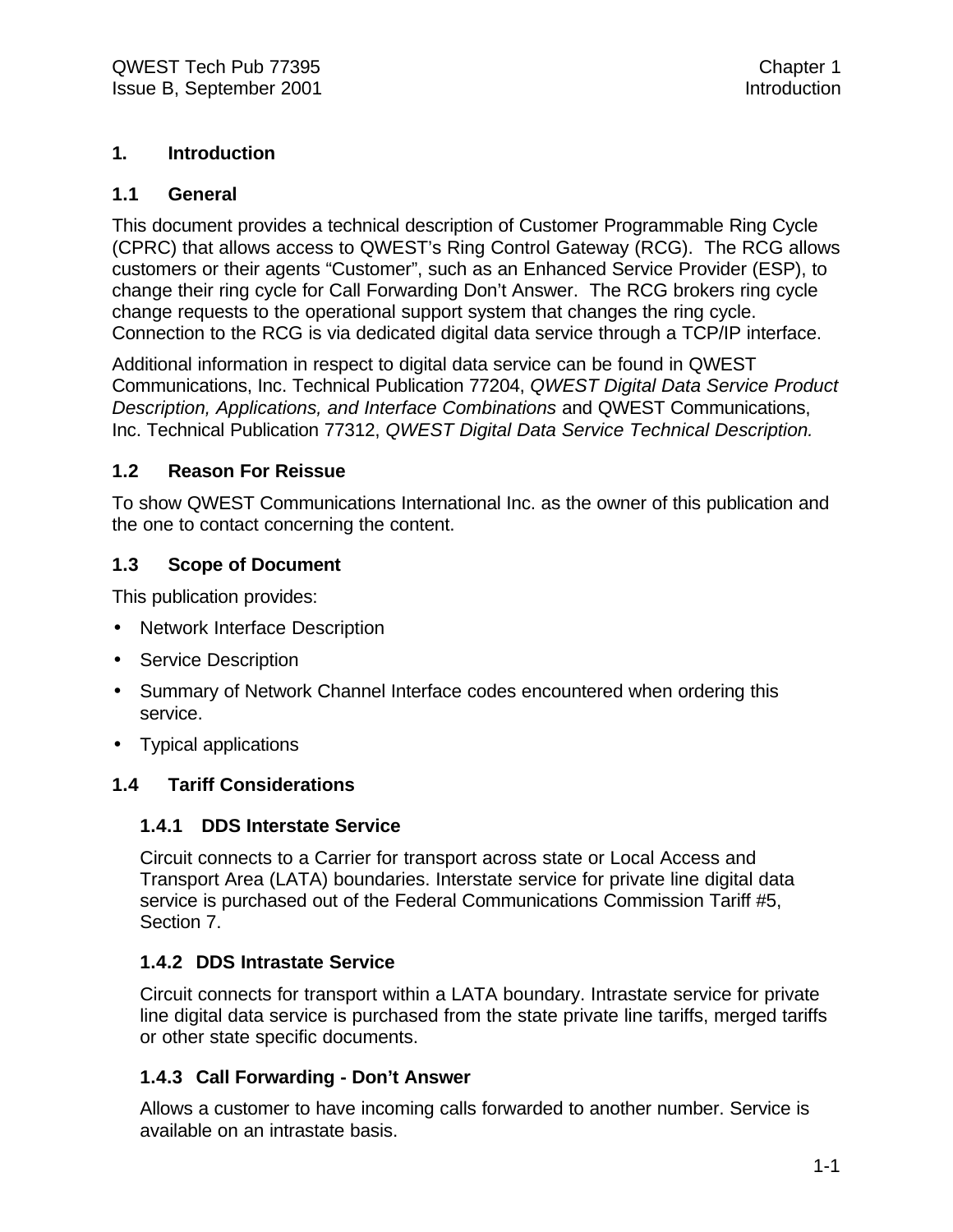# 1. Introduction

## 1.1 General

This document provides a technical description of Customer Programmable Ring Cycle (CPRC) that allows access to QWEST's Ring Control Gateway (RCG). The RCG allows customers or their agents "Customer", such as an Enhanced Service Provider (ESP), to change their ring cycle for Call Forwarding Don't Answer. The RCG brokers ring cycle change requests to the operational support system that changes the ring cycle. Connection to the RCG is via dedicated digital data service through a TCP/IP interface.

Additional information in respect to digital data service can be found in QWEST Communications, Inc. Technical Publication 77204, *QWEST Digital Data Service Product Description, Applications, and Interface Combinations* and QWEST Communications, Inc. Technical Publication 77312, *QWEST Digital Data Service Technical Description.*

## 1.2 Reason For Reissue

To show QWEST Communications International Inc. as the owner of this publication and the one to contact concerning the content.

## 1.3 Scope of Document

This publication provides:

- Network Interface Description
- Service Description
- Summary of Network Channel Interface codes encountered when ordering this service.
- Typical applications

## 1.4 Tariff Considerations

### 1.4.1 DDS Interstate Service

Circuit connects to a Carrier for transport across state or Local Access and Transport Area (LATA) boundaries. Interstate service for private line digital data service is purchased out of the Federal Communications Commission Tariff #5, Section 7.

### 1.4.2 DDS Intrastate Service

Circuit connects for transport within a LATA boundary. Intrastate service for private line digital data service is purchased from the state private line tariffs, merged tariffs or other state specific documents.

### 1.4.3 Call Forwarding - Don't Answer

Allows a customer to have incoming calls forwarded to another number. Service is available on an intrastate basis.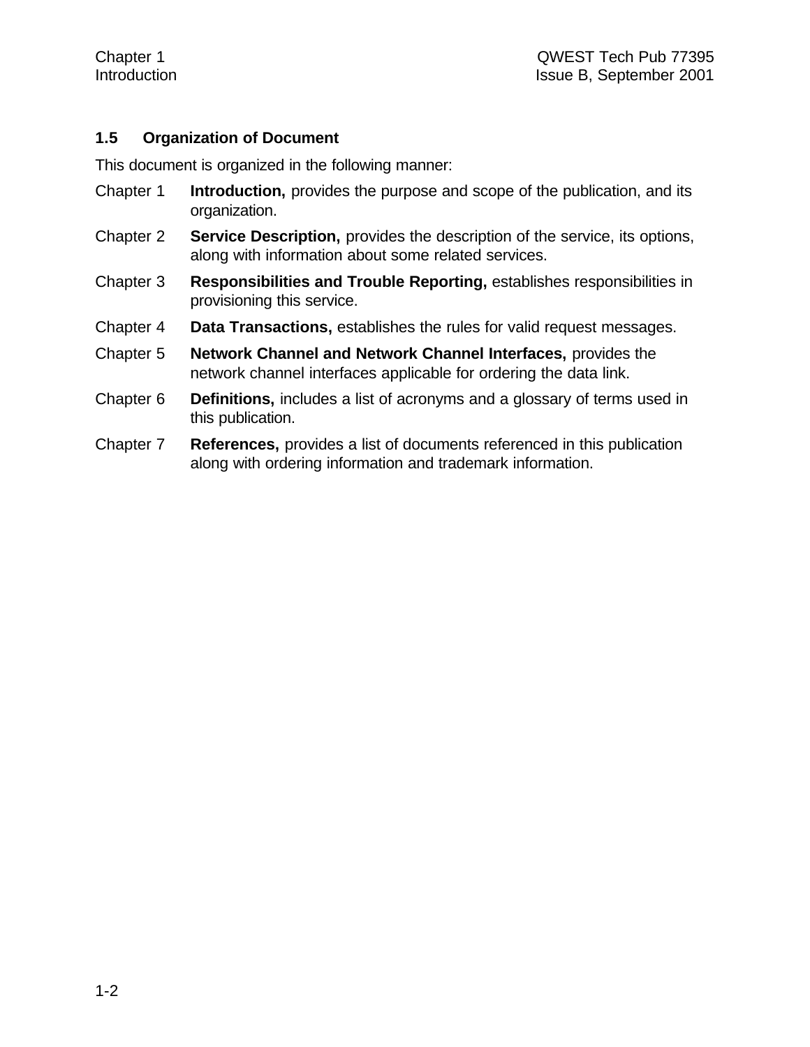### 1.5 Organization of Document

This document is organized in the following manner:

Chapter 1 **Introduction,** provides the purpose and scope of the publication, and its organization.

Chapter 2 **Service Description,** provides the description of the service, its options, along with information about some related services.

Chapter 3 **Responsibilities and Trouble Reporting,** establishes responsibilities in provisioning this service.

Chapter 4 **Data Transactions,** establishes the rules for valid request messages.

Chapter 5 **Network Channel and Network Channel Interfaces,** provides the network channel interfaces applicable for ordering the data link.

Chapter 6 **Definitions,** includes a list of acronyms and a glossary of terms used in this publication.

Chapter 7 **References,** provides a list of documents referenced in this publication along with ordering information and trademark information.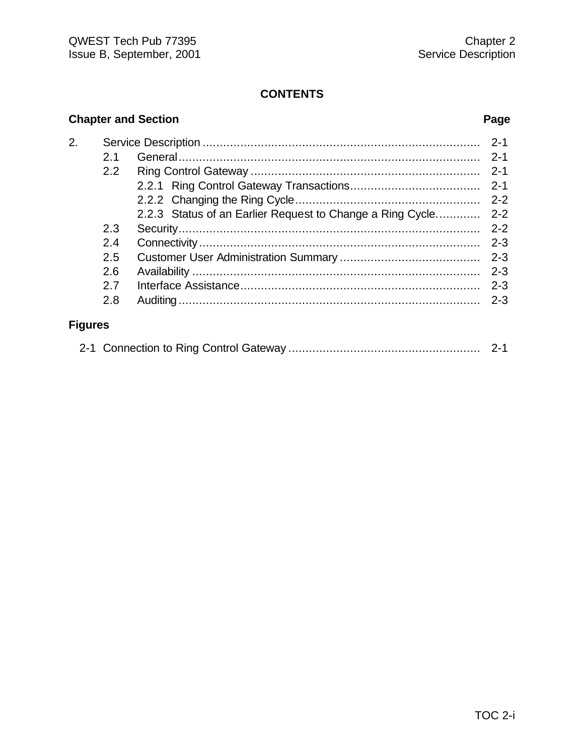# CONTENTS

| Chapter and Section | | | Page |
|---|---|---|---|
| 2. | Service Description | | 2-1 |
| | 2.1 | General | 2-1 |
| | 2.2 | Ring Control Gateway | 2-1 |
| | | 2.2.1 Ring Control Gateway Transactions | 2-1 |
| | | 2.2.2 Changing the Ring Cycle | 2-2 |
| | | 2.2.3 Status of an Earlier Request to Change a Ring Cycle. | 2-2 |
| | 2.3 | Security | 2-2 |
| | 2.4 | Connectivity | 2-3 |
| | 2.5 | Customer User Administration Summary | 2-3 |
| | 2.6 | Availability | 2-3 |
| | 2.7 | Interface Assistance | 2-3 |
| | 2.8 | Auditing | 2-3 |

## Figures

| | | Page |
|---|---|---|
| 2-1 | Connection to Ring Control Gateway | 2-1 |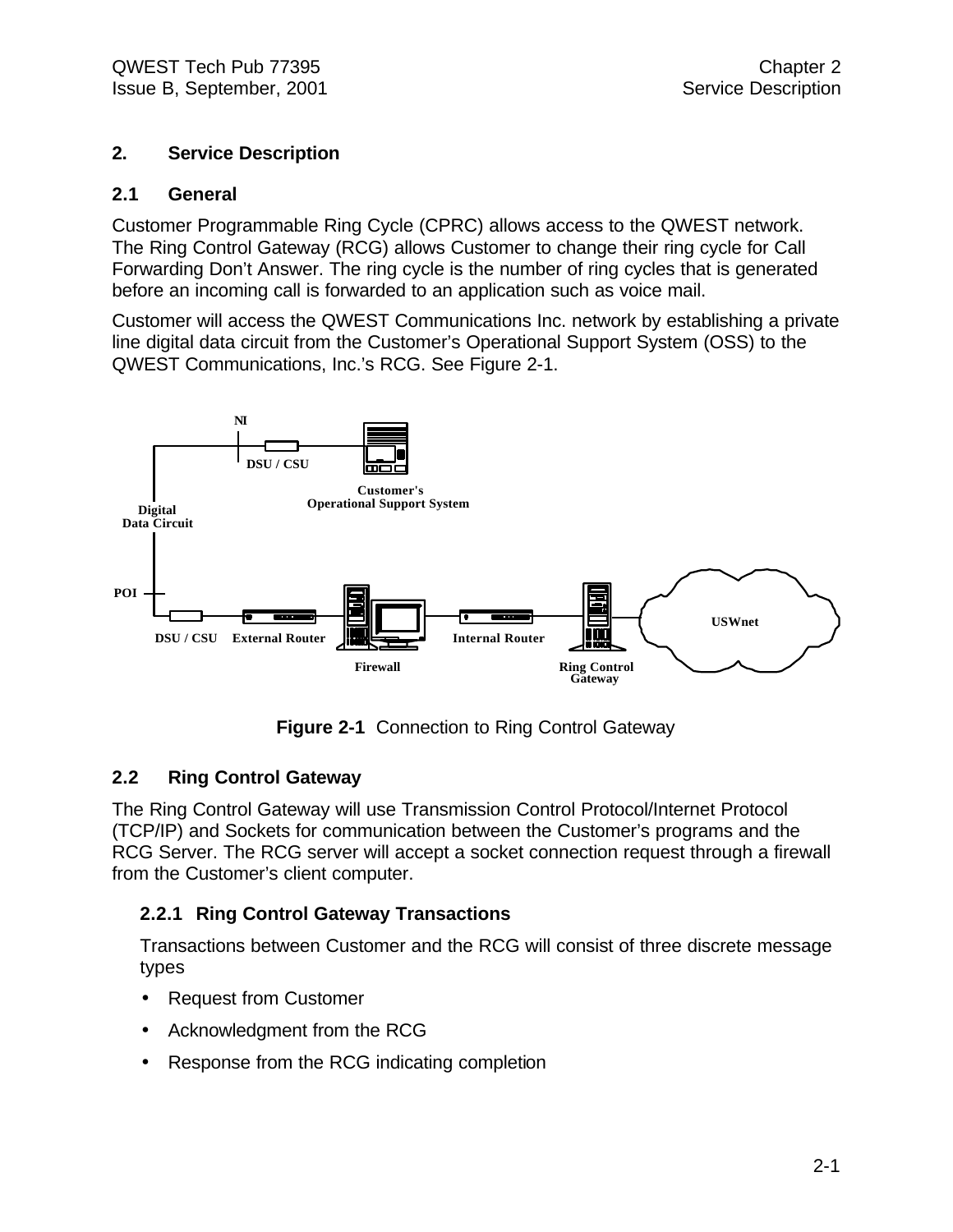## 2. Service Description

### 2.1 General

Customer Programmable Ring Cycle (CPRC) allows access to the QWEST network. The Ring Control Gateway (RCG) allows Customer to change their ring cycle for Call Forwarding Don't Answer. The ring cycle is the number of ring cycles that is generated before an incoming call is forwarded to an application such as voice mail.

Customer will access the QWEST Communications Inc. network by establishing a private line digital data circuit from the Customer's Operational Support System (OSS) to the QWEST Communications, Inc.'s RCG. See Figure 2-1.

NI

DSU / CSU

Customer's Operational Support System

Digital Data Circuit

POI

DSU / CSU External Router Firewall Internal Router Ring Control Gateway USWnet

**Figure 2-1** Connection to Ring Control Gateway

### 2.2 Ring Control Gateway

The Ring Control Gateway will use Transmission Control Protocol/Internet Protocol (TCP/IP) and Sockets for communication between the Customer's programs and the RCG Server. The RCG server will accept a socket connection request through a firewall from the Customer's client computer.

#### 2.2.1 Ring Control Gateway Transactions

Transactions between Customer and the RCG will consist of three discrete message types

- Request from Customer
- Acknowledgment from the RCG
- Response from the RCG indicating completion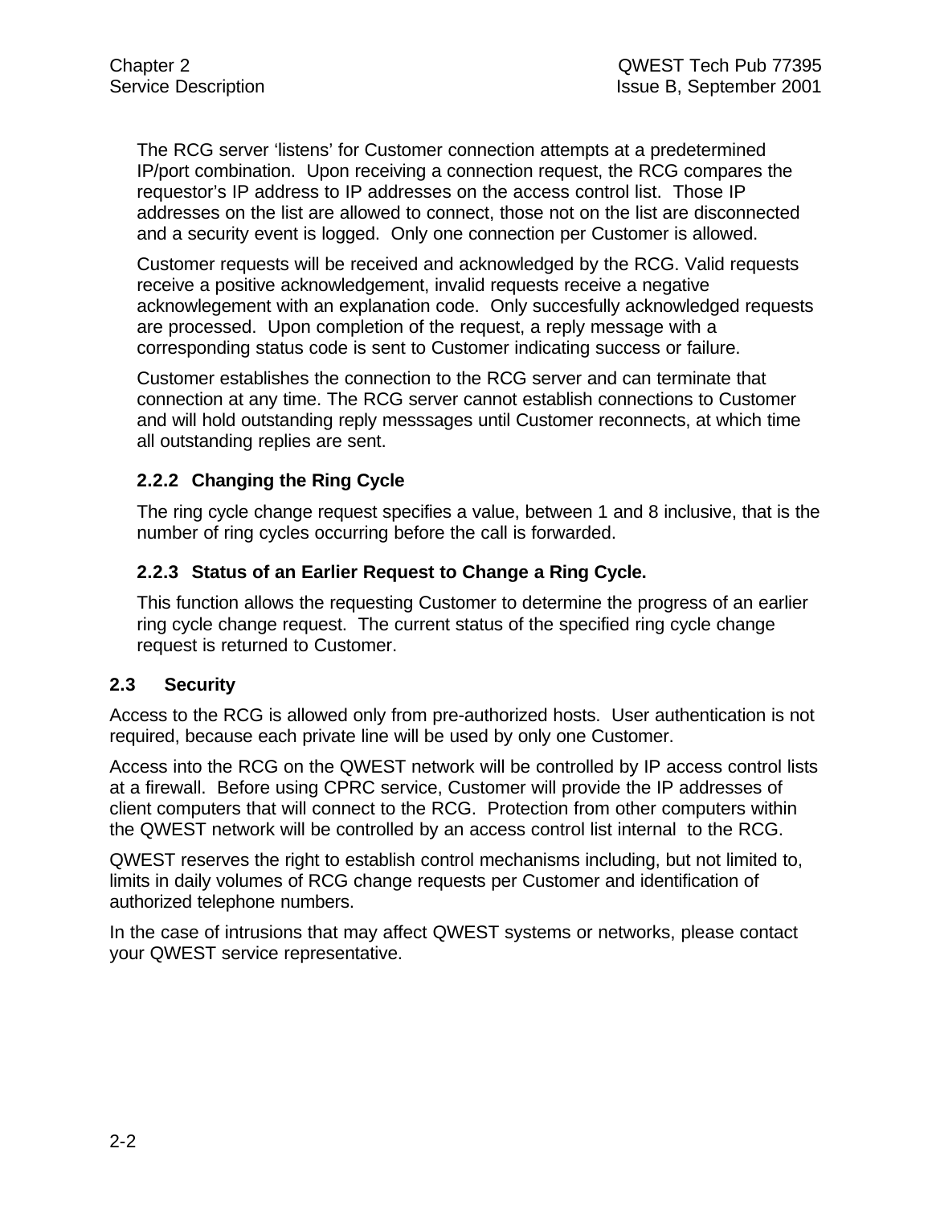The RCG server 'listens' for Customer connection attempts at a predetermined IP/port combination. Upon receiving a connection request, the RCG compares the requestor's IP address to IP addresses on the access control list. Those IP addresses on the list are allowed to connect, those not on the list are disconnected and a security event is logged. Only one connection per Customer is allowed.

Customer requests will be received and acknowledged by the RCG. Valid requests receive a positive acknowledgement, invalid requests receive a negative acknowlegement with an explanation code. Only succesfully acknowledged requests are processed. Upon completion of the request, a reply message with a corresponding status code is sent to Customer indicating success or failure.

Customer establishes the connection to the RCG server and can terminate that connection at any time. The RCG server cannot establish connections to Customer and will hold outstanding reply messsages until Customer reconnects, at which time all outstanding replies are sent.

### 2.2.2 Changing the Ring Cycle

The ring cycle change request specifies a value, between 1 and 8 inclusive, that is the number of ring cycles occurring before the call is forwarded.

### 2.2.3 Status of an Earlier Request to Change a Ring Cycle.

This function allows the requesting Customer to determine the progress of an earlier ring cycle change request. The current status of the specified ring cycle change request is returned to Customer.

## 2.3 Security

Access to the RCG is allowed only from pre-authorized hosts. User authentication is not required, because each private line will be used by only one Customer.

Access into the RCG on the QWEST network will be controlled by IP access control lists at a firewall. Before using CPRC service, Customer will provide the IP addresses of client computers that will connect to the RCG. Protection from other computers within the QWEST network will be controlled by an access control list internal to the RCG.

QWEST reserves the right to establish control mechanisms including, but not limited to, limits in daily volumes of RCG change requests per Customer and identification of authorized telephone numbers.

In the case of intrusions that may affect QWEST systems or networks, please contact your QWEST service representative.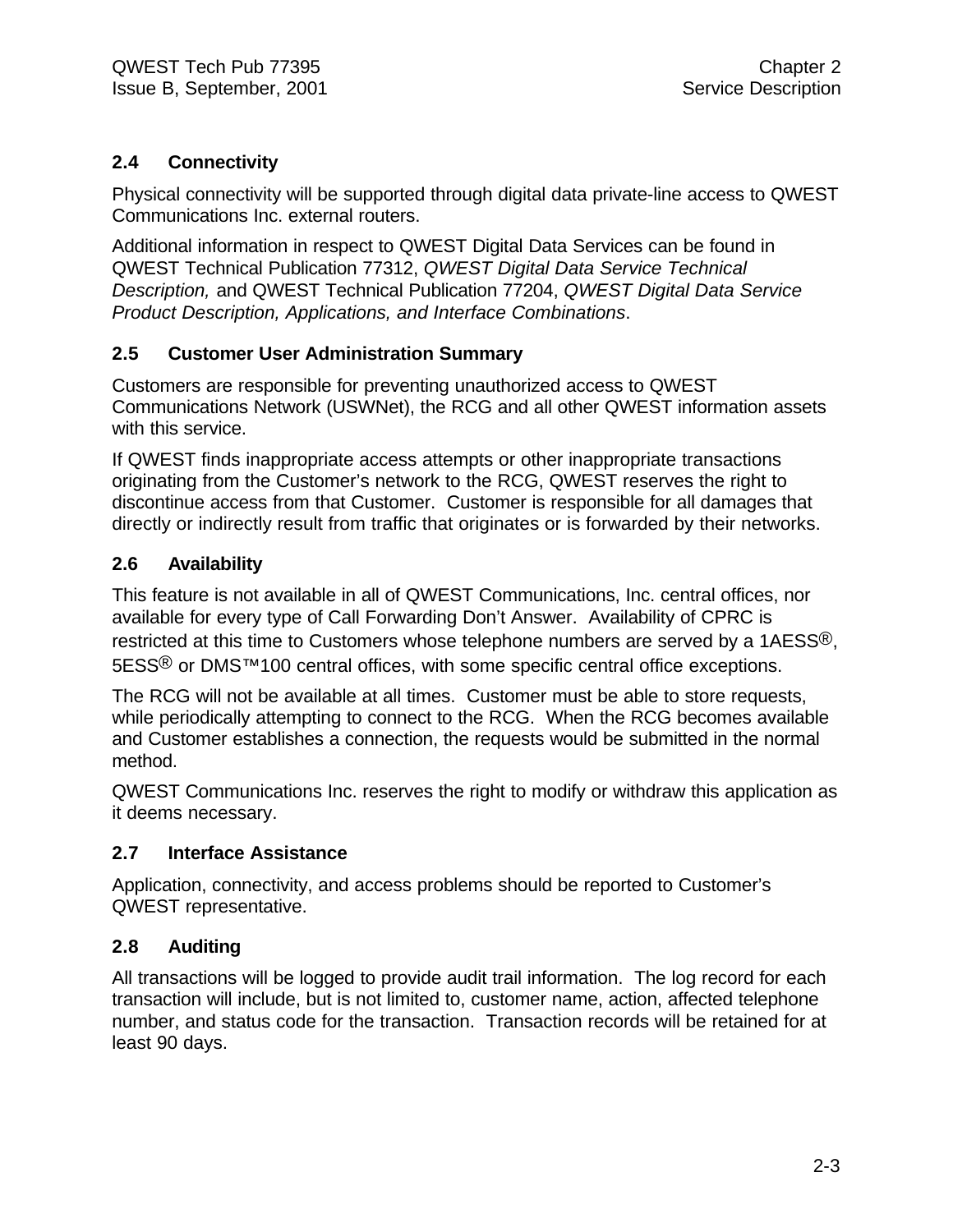## 2.4 Connectivity

Physical connectivity will be supported through digital data private-line access to QWEST Communications Inc. external routers.

Additional information in respect to QWEST Digital Data Services can be found in QWEST Technical Publication 77312, *QWEST Digital Data Service Technical Description,* and QWEST Technical Publication 77204, *QWEST Digital Data Service Product Description, Applications, and Interface Combinations*.

## 2.5 Customer User Administration Summary

Customers are responsible for preventing unauthorized access to QWEST Communications Network (USWNet), the RCG and all other QWEST information assets with this service.

If QWEST finds inappropriate access attempts or other inappropriate transactions originating from the Customer's network to the RCG, QWEST reserves the right to discontinue access from that Customer. Customer is responsible for all damages that directly or indirectly result from traffic that originates or is forwarded by their networks.

## 2.6 Availability

This feature is not available in all of QWEST Communications, Inc. central offices, nor available for every type of Call Forwarding Don't Answer. Availability of CPRC is restricted at this time to Customers whose telephone numbers are served by a 1AESS®, 5ESS® or DMS™100 central offices, with some specific central office exceptions.

The RCG will not be available at all times. Customer must be able to store requests, while periodically attempting to connect to the RCG. When the RCG becomes available and Customer establishes a connection, the requests would be submitted in the normal method.

QWEST Communications Inc. reserves the right to modify or withdraw this application as it deems necessary.

## 2.7 Interface Assistance

Application, connectivity, and access problems should be reported to Customer's QWEST representative.

## 2.8 Auditing

All transactions will be logged to provide audit trail information. The log record for each transaction will include, but is not limited to, customer name, action, affected telephone number, and status code for the transaction. Transaction records will be retained for at least 90 days.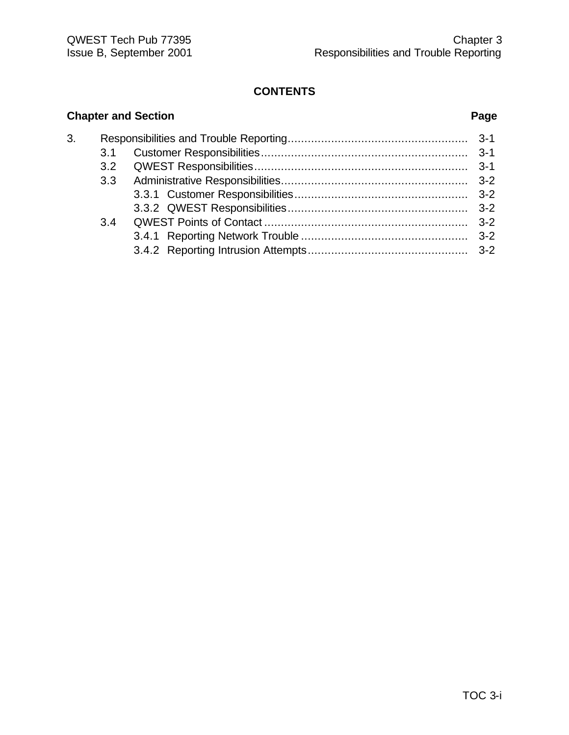## CONTENTS

| Chapter and Section | | | Page |
|---|---|---|---|
| 3. | Responsibilities and Trouble Reporting | | 3-1 |
| | 3.1 | Customer Responsibilities | 3-1 |
| | 3.2 | QWEST Responsibilities | 3-1 |
| | 3.3 | Administrative Responsibilities | 3-2 |
| | | 3.3.1 Customer Responsibilities | 3-2 |
| | | 3.3.2 QWEST Responsibilities | 3-2 |
| | 3.4 | QWEST Points of Contact | 3-2 |
| | | 3.4.1 Reporting Network Trouble | 3-2 |
| | | 3.4.2 Reporting Intrusion Attempts | 3-2 |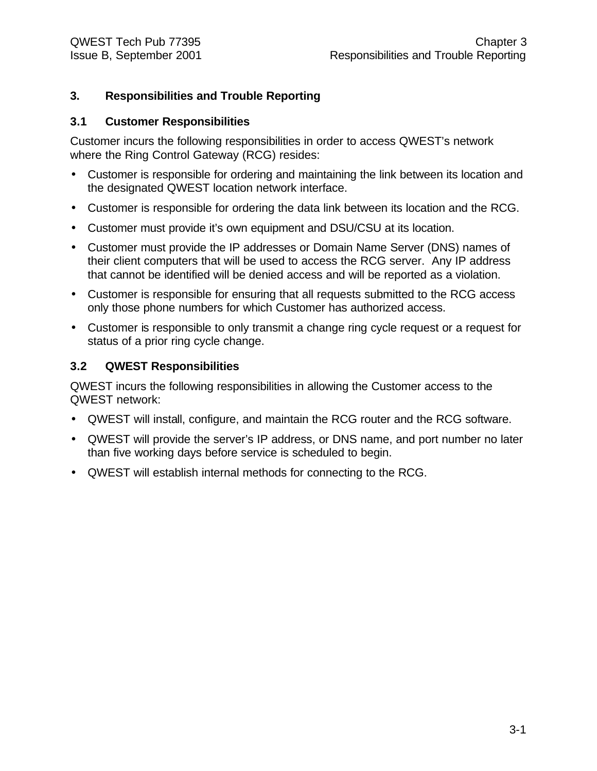# 3. Responsibilities and Trouble Reporting

## 3.1 Customer Responsibilities

Customer incurs the following responsibilities in order to access QWEST's network where the Ring Control Gateway (RCG) resides:

- Customer is responsible for ordering and maintaining the link between its location and the designated QWEST location network interface.
- Customer is responsible for ordering the data link between its location and the RCG.
- Customer must provide it's own equipment and DSU/CSU at its location.
- Customer must provide the IP addresses or Domain Name Server (DNS) names of their client computers that will be used to access the RCG server. Any IP address that cannot be identified will be denied access and will be reported as a violation.
- Customer is responsible for ensuring that all requests submitted to the RCG access only those phone numbers for which Customer has authorized access.
- Customer is responsible to only transmit a change ring cycle request or a request for status of a prior ring cycle change.

## 3.2 QWEST Responsibilities

QWEST incurs the following responsibilities in allowing the Customer access to the QWEST network:

- QWEST will install, configure, and maintain the RCG router and the RCG software.
- QWEST will provide the server's IP address, or DNS name, and port number no later than five working days before service is scheduled to begin.
- QWEST will establish internal methods for connecting to the RCG.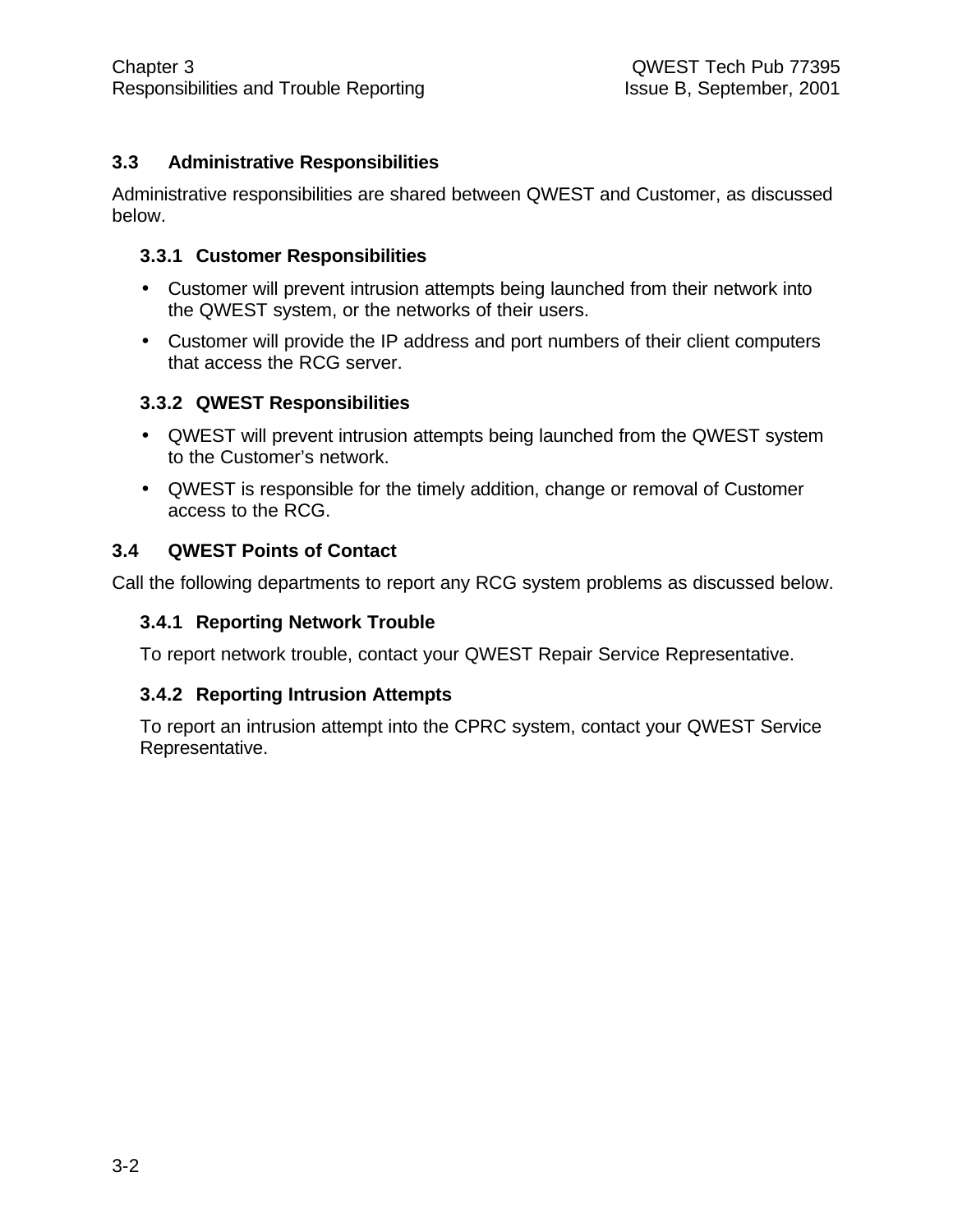## 3.3 Administrative Responsibilities

Administrative responsibilities are shared between QWEST and Customer, as discussed below.

### 3.3.1 Customer Responsibilities

- Customer will prevent intrusion attempts being launched from their network into the QWEST system, or the networks of their users.
- Customer will provide the IP address and port numbers of their client computers that access the RCG server.

### 3.3.2 QWEST Responsibilities

- QWEST will prevent intrusion attempts being launched from the QWEST system to the Customer's network.
- QWEST is responsible for the timely addition, change or removal of Customer access to the RCG.

## 3.4 QWEST Points of Contact

Call the following departments to report any RCG system problems as discussed below.

### 3.4.1 Reporting Network Trouble

To report network trouble, contact your QWEST Repair Service Representative.

### 3.4.2 Reporting Intrusion Attempts

To report an intrusion attempt into the CPRC system, contact your QWEST Service Representative.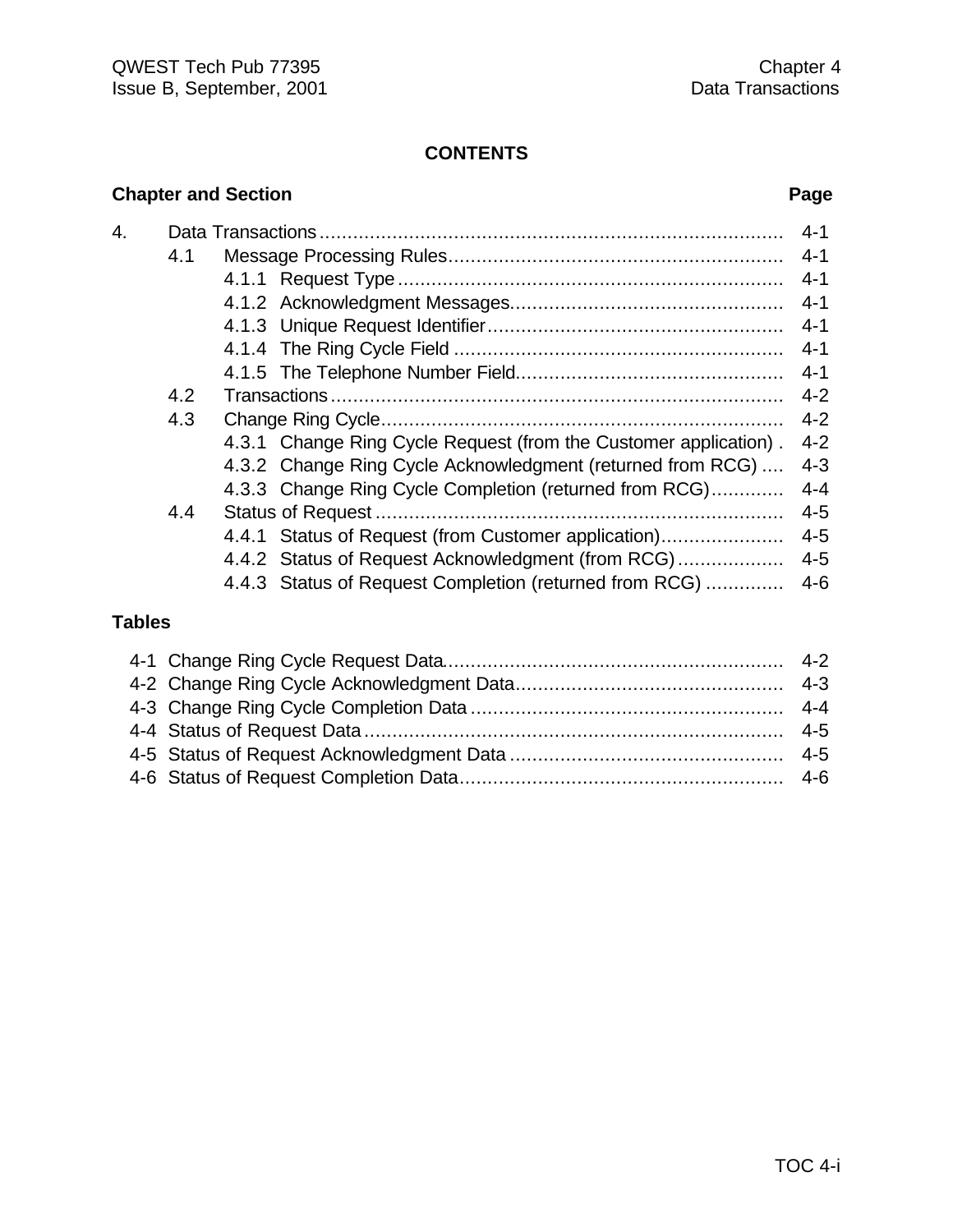# CONTENTS

| Chapter and Section | Page |
|---|---|
| 4. Data Transactions | 4-1 |
| 4.1 Message Processing Rules | 4-1 |
| 4.1.1 Request Type | 4-1 |
| 4.1.2 Acknowledgment Messages | 4-1 |
| 4.1.3 Unique Request Identifier | 4-1 |
| 4.1.4 The Ring Cycle Field | 4-1 |
| 4.1.5 The Telephone Number Field | 4-1 |
| 4.2 Transactions | 4-2 |
| 4.3 Change Ring Cycle | 4-2 |
| 4.3.1 Change Ring Cycle Request (from the Customer application) | 4-2 |
| 4.3.2 Change Ring Cycle Acknowledgment (returned from RCG) | 4-3 |
| 4.3.3 Change Ring Cycle Completion (returned from RCG) | 4-4 |
| 4.4 Status of Request | 4-5 |
| 4.4.1 Status of Request (from Customer application) | 4-5 |
| 4.4.2 Status of Request Acknowledgment (from RCG) | 4-5 |
| 4.4.3 Status of Request Completion (returned from RCG) | 4-6 |

## Tables

| Table | Page |
|---|---|
| 4-1 Change Ring Cycle Request Data | 4-2 |
| 4-2 Change Ring Cycle Acknowledgment Data | 4-3 |
| 4-3 Change Ring Cycle Completion Data | 4-4 |
| 4-4 Status of Request Data | 4-5 |
| 4-5 Status of Request Acknowledgment Data | 4-5 |
| 4-6 Status of Request Completion Data | 4-6 |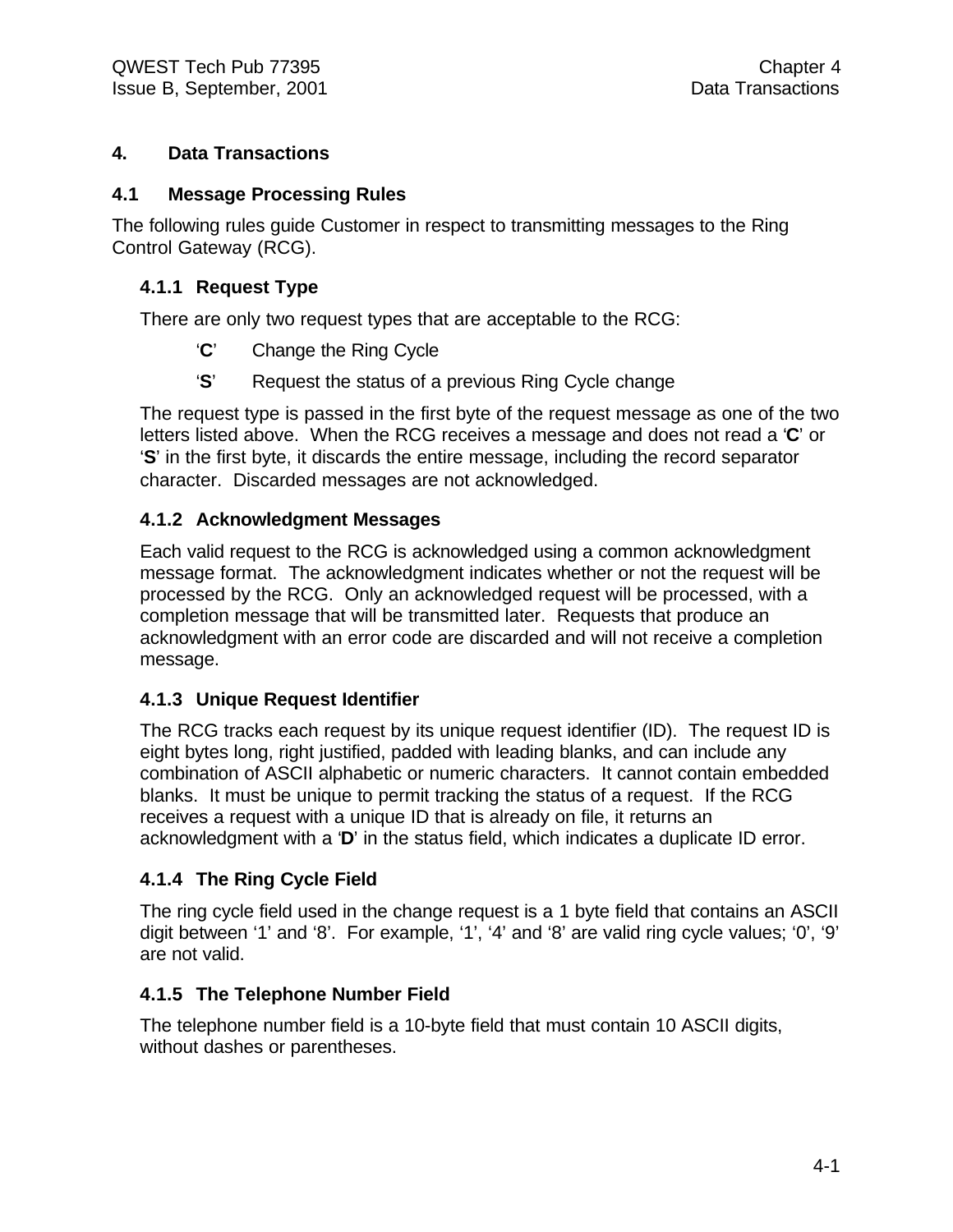# 4. Data Transactions

## 4.1 Message Processing Rules

The following rules guide Customer in respect to transmitting messages to the Ring Control Gateway (RCG).

### 4.1.1 Request Type

There are only two request types that are acceptable to the RCG:

- ‘**C**’ Change the Ring Cycle
- ‘**S**’ Request the status of a previous Ring Cycle change

The request type is passed in the first byte of the request message as one of the two letters listed above. When the RCG receives a message and does not read a ‘**C**’ or ‘**S**’ in the first byte, it discards the entire message, including the record separator character. Discarded messages are not acknowledged.

### 4.1.2 Acknowledgment Messages

Each valid request to the RCG is acknowledged using a common acknowledgment message format. The acknowledgment indicates whether or not the request will be processed by the RCG. Only an acknowledged request will be processed, with a completion message that will be transmitted later. Requests that produce an acknowledgment with an error code are discarded and will not receive a completion message.

### 4.1.3 Unique Request Identifier

The RCG tracks each request by its unique request identifier (ID). The request ID is eight bytes long, right justified, padded with leading blanks, and can include any combination of ASCII alphabetic or numeric characters. It cannot contain embedded blanks. It must be unique to permit tracking the status of a request. If the RCG receives a request with a unique ID that is already on file, it returns an acknowledgment with a ‘**D**’ in the status field, which indicates a duplicate ID error.

### 4.1.4 The Ring Cycle Field

The ring cycle field used in the change request is a 1 byte field that contains an ASCII digit between ‘1’ and ‘8’. For example, ‘1’, ‘4’ and ‘8’ are valid ring cycle values; ‘0’, ‘9’ are not valid.

### 4.1.5 The Telephone Number Field

The telephone number field is a 10-byte field that must contain 10 ASCII digits, without dashes or parentheses.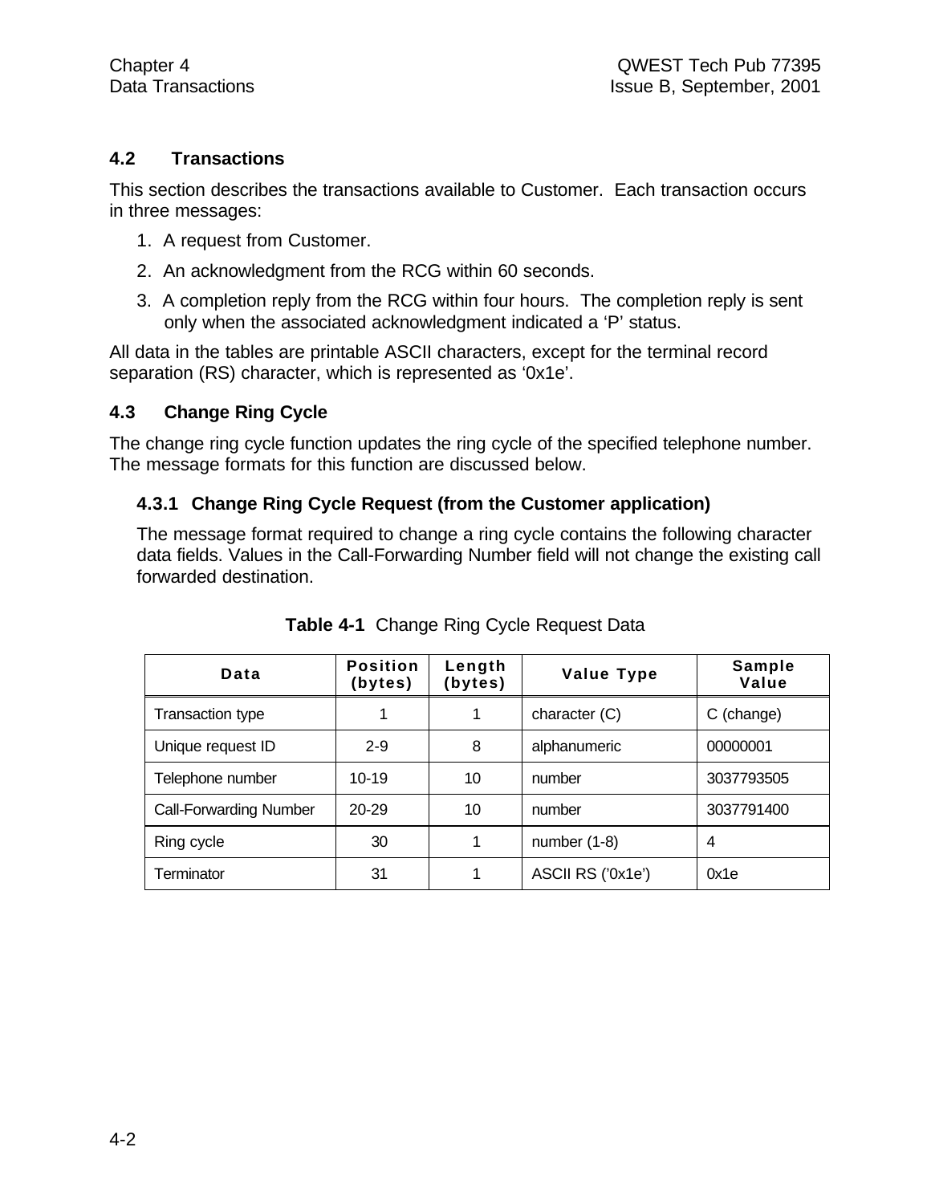## 4.2 Transactions

This section describes the transactions available to Customer. Each transaction occurs in three messages:

1. A request from Customer.
2. An acknowledgment from the RCG within 60 seconds.
3. A completion reply from the RCG within four hours. The completion reply is sent only when the associated acknowledgment indicated a 'P' status.

All data in the tables are printable ASCII characters, except for the terminal record separation (RS) character, which is represented as '0x1e'.

## 4.3 Change Ring Cycle

The change ring cycle function updates the ring cycle of the specified telephone number. The message formats for this function are discussed below.

### 4.3.1 Change Ring Cycle Request (from the Customer application)

The message format required to change a ring cycle contains the following character data fields. Values in the Call-Forwarding Number field will not change the existing call forwarded destination.

**Table 4-1** Change Ring Cycle Request Data

| Data | Position (bytes) | Length (bytes) | Value Type | Sample Value |
|---|---|---|---|---|
| Transaction type | 1 | 1 | character (C) | C (change) |
| Unique request ID | 2-9 | 8 | alphanumeric | 00000001 |
| Telephone number | 10-19 | 10 | number | 3037793505 |
| Call-Forwarding Number | 20-29 | 10 | number | 3037791400 |
| Ring cycle | 30 | 1 | number (1-8) | 4 |
| Terminator | 31 | 1 | ASCII RS ('0x1e') | 0x1e |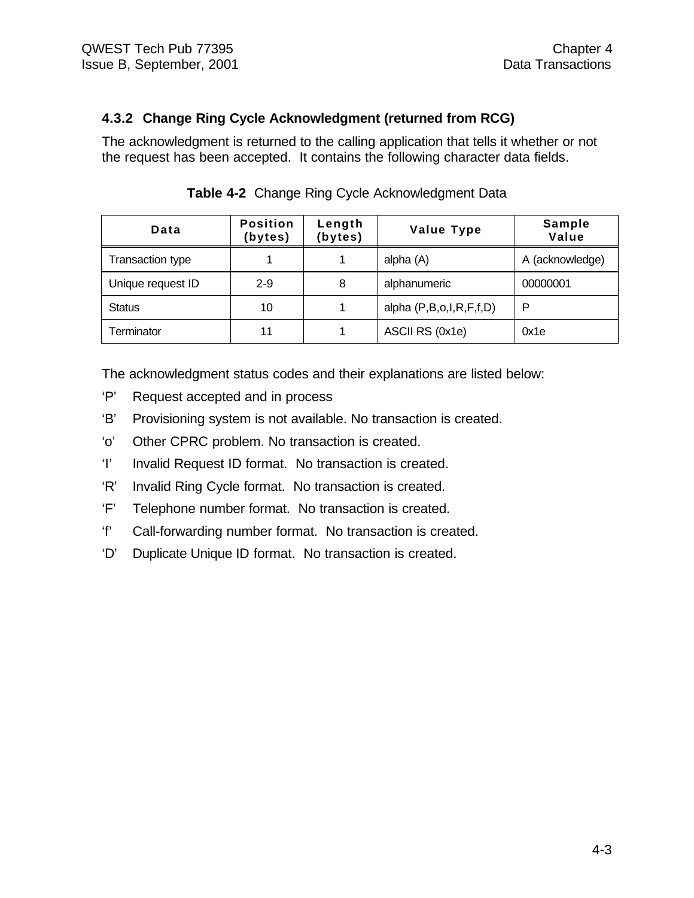### 4.3.2 Change Ring Cycle Acknowledgment (returned from RCG)

The acknowledgment is returned to the calling application that tells it whether or not the request has been accepted. It contains the following character data fields.

**Table 4-2** Change Ring Cycle Acknowledgment Data

| Data | Position (bytes) | Length (bytes) | Value Type | Sample Value |
|---|---|---|---|---|
| Transaction type | 1 | 1 | alpha (A) | A (acknowledge) |
| Unique request ID | 2-9 | 8 | alphanumeric | 00000001 |
| Status | 10 | 1 | alpha (P,B,o,I,R,F,f,D) | P |
| Terminator | 11 | 1 | ASCII RS (0x1e) | 0x1e |

The acknowledgment status codes and their explanations are listed below:

‘P’ Request accepted and in process

‘B’ Provisioning system is not available. No transaction is created.

‘o’ Other CPRC problem. No transaction is created.

‘I’ Invalid Request ID format. No transaction is created.

‘R’ Invalid Ring Cycle format. No transaction is created.

‘F’ Telephone number format. No transaction is created.

‘f’ Call-forwarding number format. No transaction is created.

‘D’ Duplicate Unique ID format. No transaction is created.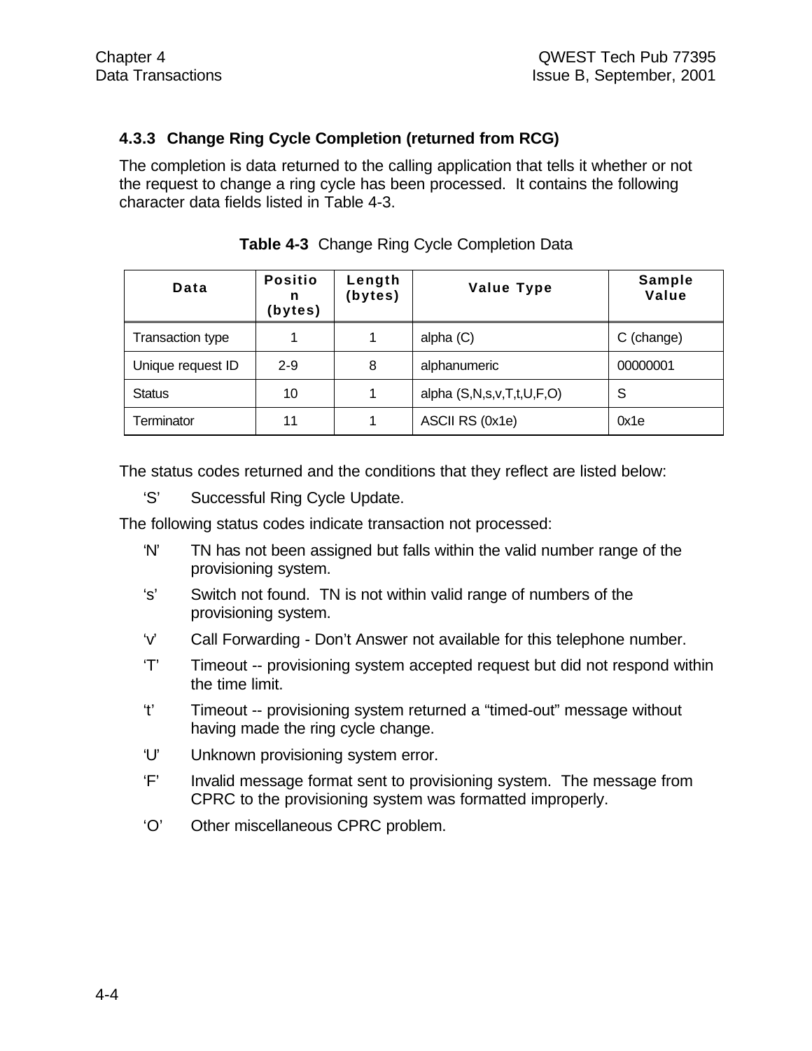### 4.3.3 Change Ring Cycle Completion (returned from RCG)

The completion is data returned to the calling application that tells it whether or not the request to change a ring cycle has been processed. It contains the following character data fields listed in Table 4-3.

**Table 4-3** Change Ring Cycle Completion Data

| Data | Position (bytes) | Length (bytes) | Value Type | Sample Value |
|---|---|---|---|---|
| Transaction type | 1 | 1 | alpha (C) | C (change) |
| Unique request ID | 2-9 | 8 | alphanumeric | 00000001 |
| Status | 10 | 1 | alpha (S,N,s,v,T,t,U,F,O) | S |
| Terminator | 11 | 1 | ASCII RS (0x1e) | 0x1e |

The status codes returned and the conditions that they reflect are listed below:

- 'S' Successful Ring Cycle Update.

The following status codes indicate transaction not processed:

- 'N' TN has not been assigned but falls within the valid number range of the provisioning system.
- 's' Switch not found. TN is not within valid range of numbers of the provisioning system.
- 'v' Call Forwarding - Don't Answer not available for this telephone number.
- 'T' Timeout -- provisioning system accepted request but did not respond within the time limit.
- 't' Timeout -- provisioning system returned a "timed-out" message without having made the ring cycle change.
- 'U' Unknown provisioning system error.
- 'F' Invalid message format sent to provisioning system. The message from CPRC to the provisioning system was formatted improperly.
- 'O' Other miscellaneous CPRC problem.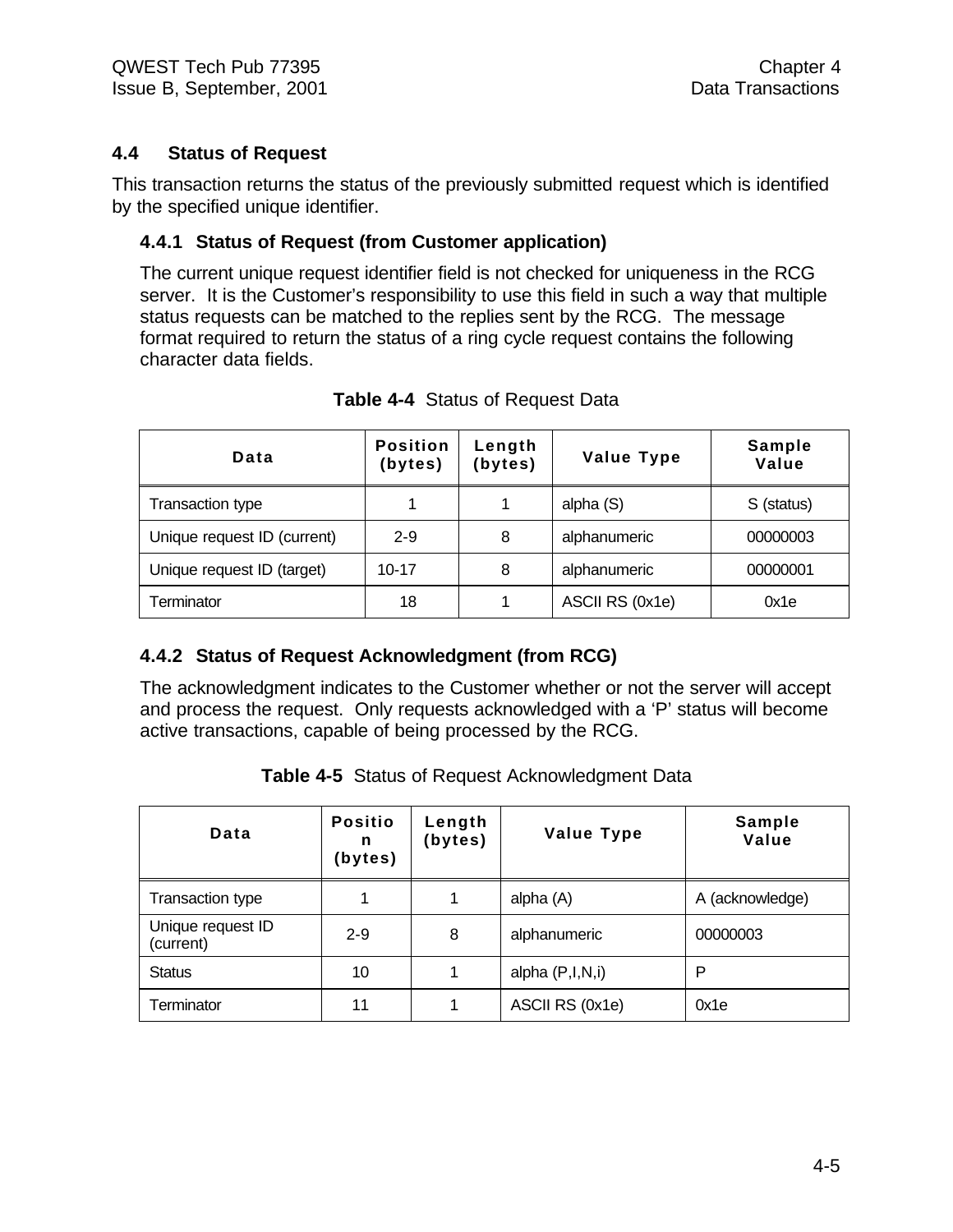## 4.4 Status of Request

This transaction returns the status of the previously submitted request which is identified by the specified unique identifier.

### 4.4.1 Status of Request (from Customer application)

The current unique request identifier field is not checked for uniqueness in the RCG server. It is the Customer's responsibility to use this field in such a way that multiple status requests can be matched to the replies sent by the RCG. The message format required to return the status of a ring cycle request contains the following character data fields.

**Table 4-4** Status of Request Data

| Data | Position (bytes) | Length (bytes) | Value Type | Sample Value |
|---|---|---|---|---|
| Transaction type | 1 | 1 | alpha (S) | S (status) |
| Unique request ID (current) | 2-9 | 8 | alphanumeric | 00000003 |
| Unique request ID (target) | 10-17 | 8 | alphanumeric | 00000001 |
| Terminator | 18 | 1 | ASCII RS (0x1e) | 0x1e |

### 4.4.2 Status of Request Acknowledgment (from RCG)

The acknowledgment indicates to the Customer whether or not the server will accept and process the request. Only requests acknowledged with a 'P' status will become active transactions, capable of being processed by the RCG.

**Table 4-5** Status of Request Acknowledgment Data

| Data | Position (bytes) | Length (bytes) | Value Type | Sample Value |
|---|---|---|---|---|
| Transaction type | 1 | 1 | alpha (A) | A (acknowledge) |
| Unique request ID (current) | 2-9 | 8 | alphanumeric | 00000003 |
| Status | 10 | 1 | alpha (P,I,N,i) | P |
| Terminator | 11 | 1 | ASCII RS (0x1e) | 0x1e |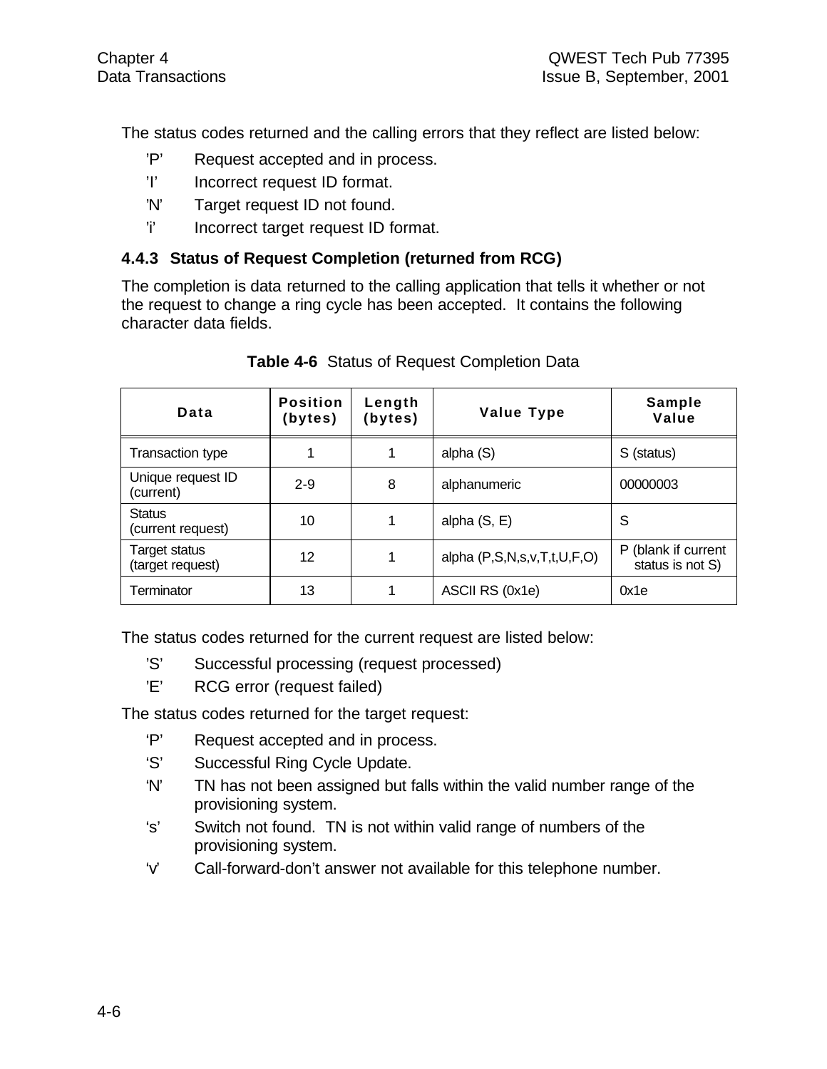The status codes returned and the calling errors that they reflect are listed below:

- 'P' Request accepted and in process.
- 'I' Incorrect request ID format.
- 'N' Target request ID not found.
- 'i' Incorrect target request ID format.

### 4.4.3 Status of Request Completion (returned from RCG)

The completion is data returned to the calling application that tells it whether or not the request to change a ring cycle has been accepted. It contains the following character data fields.

**Table 4-6** Status of Request Completion Data

| Data | Position (bytes) | Length (bytes) | Value Type | Sample Value |
|---|---|---|---|---|
| Transaction type | 1 | 1 | alpha (S) | S (status) |
| Unique request ID (current) | 2-9 | 8 | alphanumeric | 00000003 |
| Status (current request) | 10 | 1 | alpha (S, E) | S |
| Target status (target request) | 12 | 1 | alpha (P,S,N,s,v,T,t,U,F,O) | P (blank if current status is not S) |
| Terminator | 13 | 1 | ASCII RS (0x1e) | 0x1e |

The status codes returned for the current request are listed below:

- 'S' Successful processing (request processed)
- 'E' RCG error (request failed)

The status codes returned for the target request:

- 'P' Request accepted and in process.
- 'S' Successful Ring Cycle Update.
- 'N' TN has not been assigned but falls within the valid number range of the provisioning system.
- 's' Switch not found. TN is not within valid range of numbers of the provisioning system.
- 'v' Call-forward-don't answer not available for this telephone number.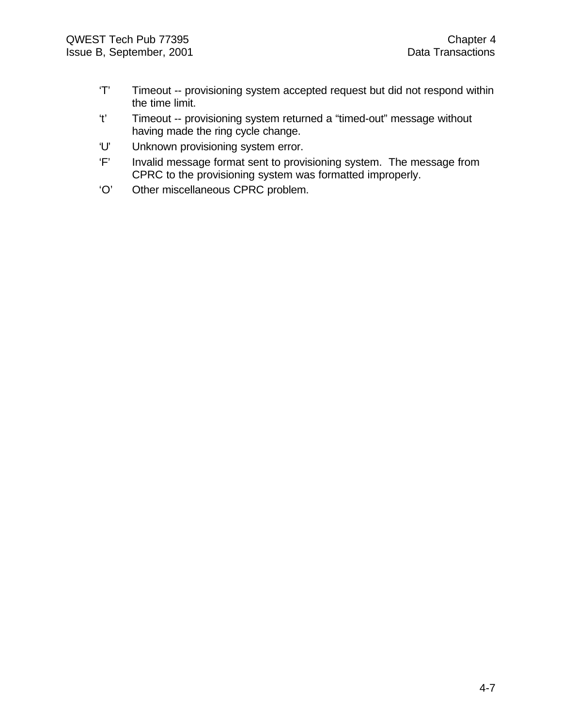- ‘T’ Timeout -- provisioning system accepted request but did not respond within the time limit.
- ‘t’ Timeout -- provisioning system returned a “timed-out” message without having made the ring cycle change.
- ‘U’ Unknown provisioning system error.
- ‘F’ Invalid message format sent to provisioning system. The message from CPRC to the provisioning system was formatted improperly.
- ‘O’ Other miscellaneous CPRC problem.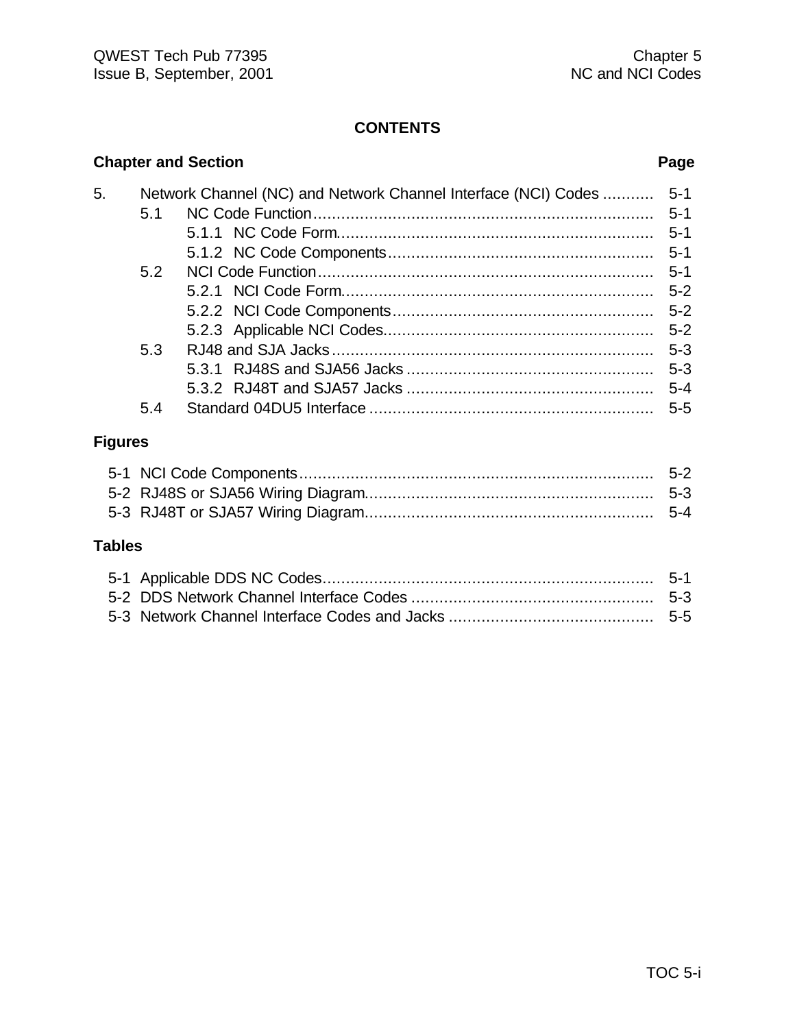# CONTENTS

| Chapter and Section | | | Page |
|---|---|---|---|
| 5. | Network Channel (NC) and Network Channel Interface (NCI) Codes | | 5-1 |
| | 5.1 | NC Code Function | 5-1 |
| | | 5.1.1 NC Code Form | 5-1 |
| | | 5.1.2 NC Code Components | 5-1 |
| | 5.2 | NCI Code Function | 5-1 |
| | | 5.2.1 NCI Code Form | 5-2 |
| | | 5.2.2 NCI Code Components | 5-2 |
| | | 5.2.3 Applicable NCI Codes | 5-2 |
| | 5.3 | RJ48 and SJA Jacks | 5-3 |
| | | 5.3.1 RJ48S and SJA56 Jacks | 5-3 |
| | | 5.3.2 RJ48T and SJA57 Jacks | 5-4 |
| | 5.4 | Standard 04DU5 Interface | 5-5 |

## Figures

| | | |
|---|---|---|
| 5-1 | NCI Code Components | 5-2 |
| 5-2 | RJ48S or SJA56 Wiring Diagram | 5-3 |
| 5-3 | RJ48T or SJA57 Wiring Diagram | 5-4 |

## Tables

| | | |
|---|---|---|
| 5-1 | Applicable DDS NC Codes | 5-1 |
| 5-2 | DDS Network Channel Interface Codes | 5-3 |
| 5-3 | Network Channel Interface Codes and Jacks | 5-5 |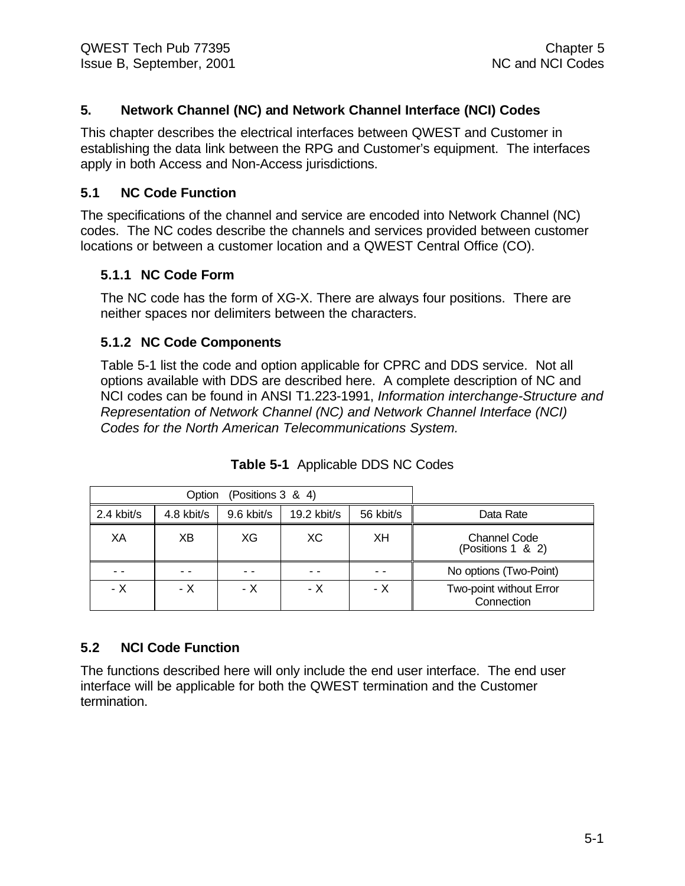## 5. Network Channel (NC) and Network Channel Interface (NCI) Codes

This chapter describes the electrical interfaces between QWEST and Customer in establishing the data link between the RPG and Customer's equipment. The interfaces apply in both Access and Non-Access jurisdictions.

### 5.1 NC Code Function

The specifications of the channel and service are encoded into Network Channel (NC) codes. The NC codes describe the channels and services provided between customer locations or between a customer location and a QWEST Central Office (CO).

#### 5.1.1 NC Code Form

The NC code has the form of XG-X. There are always four positions. There are neither spaces nor delimiters between the characters.

#### 5.1.2 NC Code Components

Table 5-1 list the code and option applicable for CPRC and DDS service. Not all options available with DDS are described here. A complete description of NC and NCI codes can be found in ANSI T1.223-1991, *Information interchange-Structure and Representation of Network Channel (NC) and Network Channel Interface (NCI) Codes for the North American Telecommunications System.*

**Table 5-1** Applicable DDS NC Codes

| Option (Positions 3 & 4) | | | | | |
|---|---|---|---|---|---|
| 2.4 kbit/s | 4.8 kbit/s | 9.6 kbit/s | 19.2 kbit/s | 56 kbit/s | Data Rate |
| XA | XB | XG | XC | XH | Channel Code (Positions 1 & 2) |
| - - | - - | - - | - - | - - | No options (Two-Point) |
| - X | - X | - X | - X | - X | Two-point without Error Connection |

### 5.2 NCI Code Function

The functions described here will only include the end user interface. The end user interface will be applicable for both the QWEST termination and the Customer termination.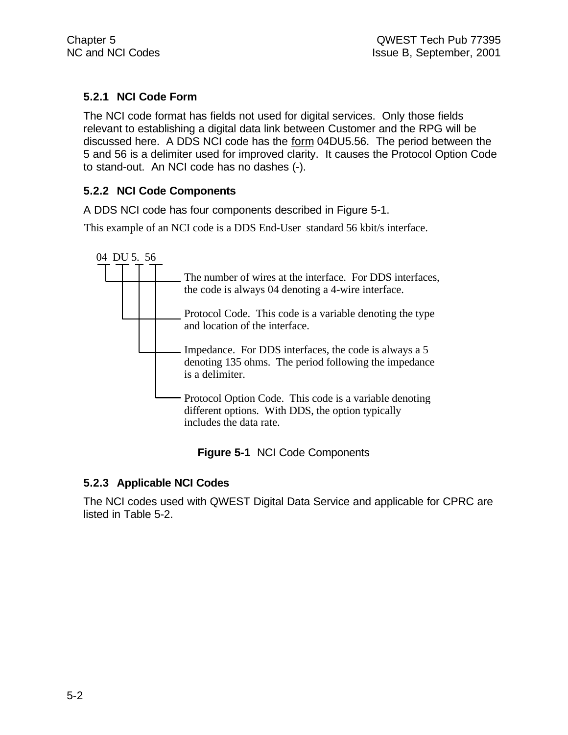### 5.2.1 NCI Code Form

The NCI code format has fields not used for digital services. Only those fields relevant to establishing a digital data link between Customer and the RPG will be discussed here. A DDS NCI code has the form 04DU5.56. The period between the 5 and 56 is a delimiter used for improved clarity. It causes the Protocol Option Code to stand-out. An NCI code has no dashes (-).

### 5.2.2 NCI Code Components

A DDS NCI code has four components described in Figure 5-1.

This example of an NCI code is a DDS End-User standard 56 kbit/s interface.

04 DU 5. 56

- **04** — The number of wires at the interface. For DDS interfaces, the code is always 04 denoting a 4-wire interface.
- **DU** — Protocol Code. This code is a variable denoting the type and location of the interface.
- **5.** — Impedance. For DDS interfaces, the code is always a 5 denoting 135 ohms. The period following the impedance is a delimiter.
- **56** — Protocol Option Code. This code is a variable denoting different options. With DDS, the option typically includes the data rate.

**Figure 5-1** NCI Code Components

### 5.2.3 Applicable NCI Codes

The NCI codes used with QWEST Digital Data Service and applicable for CPRC are listed in Table 5-2.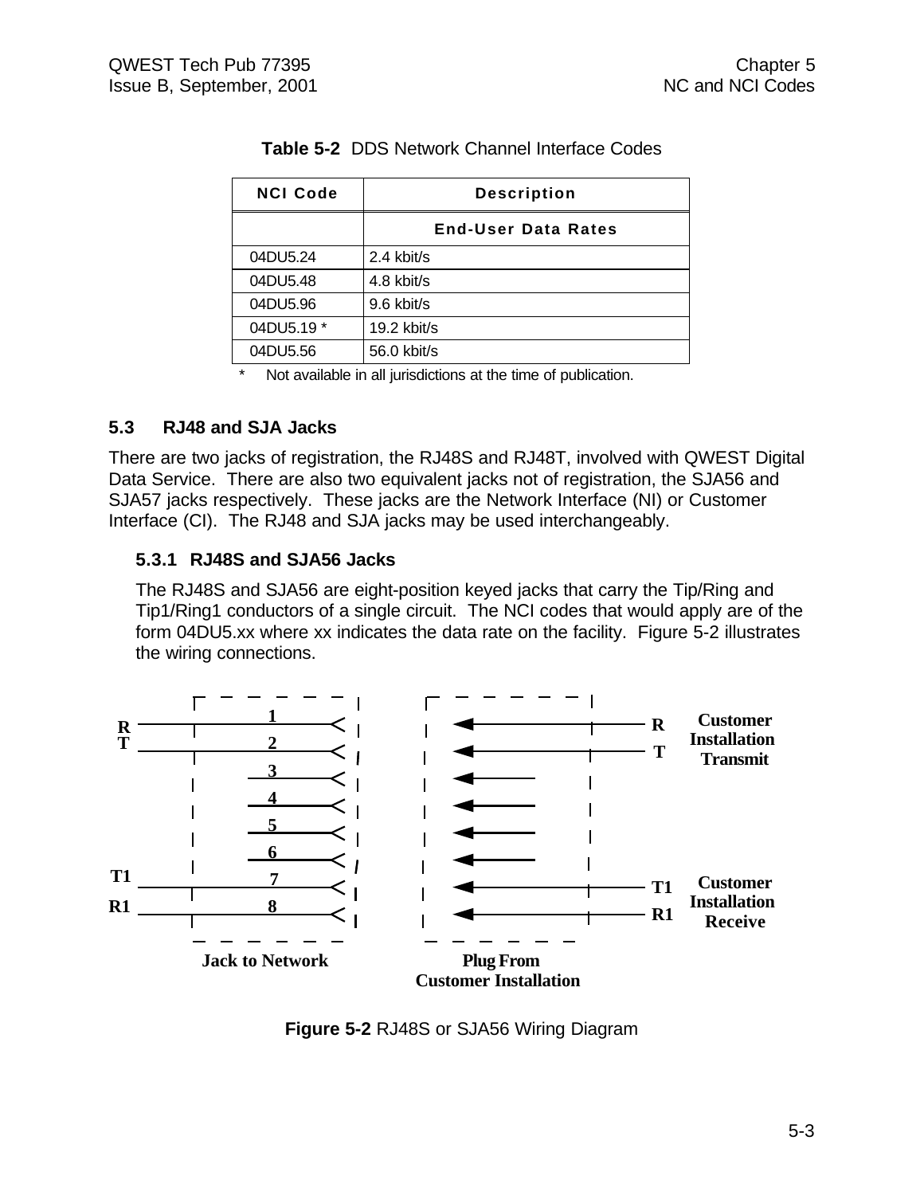**Table 5-2** DDS Network Channel Interface Codes

| NCI Code | Description |
|---|---|
| | **End-User Data Rates** |
| 04DU5.24 | 2.4 kbit/s |
| 04DU5.48 | 4.8 kbit/s |
| 04DU5.96 | 9.6 kbit/s |
| 04DU5.19 * | 19.2 kbit/s |
| 04DU5.56 | 56.0 kbit/s |

\* Not available in all jurisdictions at the time of publication.

## 5.3 RJ48 and SJA Jacks

There are two jacks of registration, the RJ48S and RJ48T, involved with QWEST Digital Data Service. There are also two equivalent jacks not of registration, the SJA56 and SJA57 jacks respectively. These jacks are the Network Interface (NI) or Customer Interface (CI). The RJ48 and SJA jacks may be used interchangeably.

### 5.3.1 RJ48S and SJA56 Jacks

The RJ48S and SJA56 are eight-position keyed jacks that carry the Tip/Ring and Tip1/Ring1 conductors of a single circuit. The NCI codes that would apply are of the form 04DU5.xx where xx indicates the data rate on the facility. Figure 5-2 illustrates the wiring connections.

R, T — 1, 2, 3, 4, 5, 6, 7, 8 — T1, R1

Jack to Network

R, T — Customer Installation Transmit

T1, R1 — Customer Installation Receive

Plug From Customer Installation

**Figure 5-2** RJ48S or SJA56 Wiring Diagram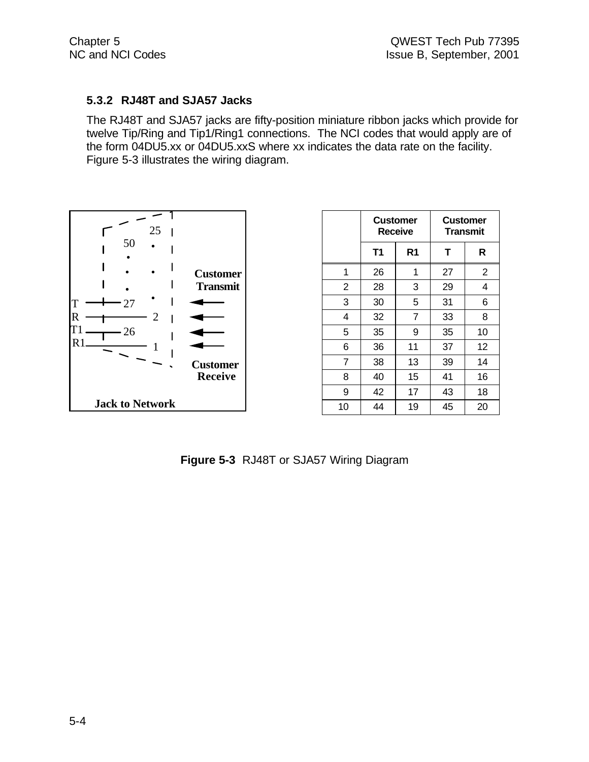### 5.3.2 RJ48T and SJA57 Jacks

The RJ48T and SJA57 jacks are fifty-position miniature ribbon jacks which provide for twelve Tip/Ring and Tip1/Ring1 connections. The NCI codes that would apply are of the form 04DU5.xx or 04DU5.xxS where xx indicates the data rate on the facility. Figure 5-3 illustrates the wiring diagram.

Jack to Network

T — 27, R — 2, T1 — 26, R1 — 1 (positions 50 ... 27, 26 and 25 ... 2, 1)

Customer Transmit

Customer Receive

| | Customer Receive | | Customer Transmit | |
|---|---|---|---|---|
| | T1 | R1 | T | R |
| 1 | 26 | 1 | 27 | 2 |
| 2 | 28 | 3 | 29 | 4 |
| 3 | 30 | 5 | 31 | 6 |
| 4 | 32 | 7 | 33 | 8 |
| 5 | 35 | 9 | 35 | 10 |
| 6 | 36 | 11 | 37 | 12 |
| 7 | 38 | 13 | 39 | 14 |
| 8 | 40 | 15 | 41 | 16 |
| 9 | 42 | 17 | 43 | 18 |
| 10 | 44 | 19 | 45 | 20 |

**Figure 5-3** RJ48T or SJA57 Wiring Diagram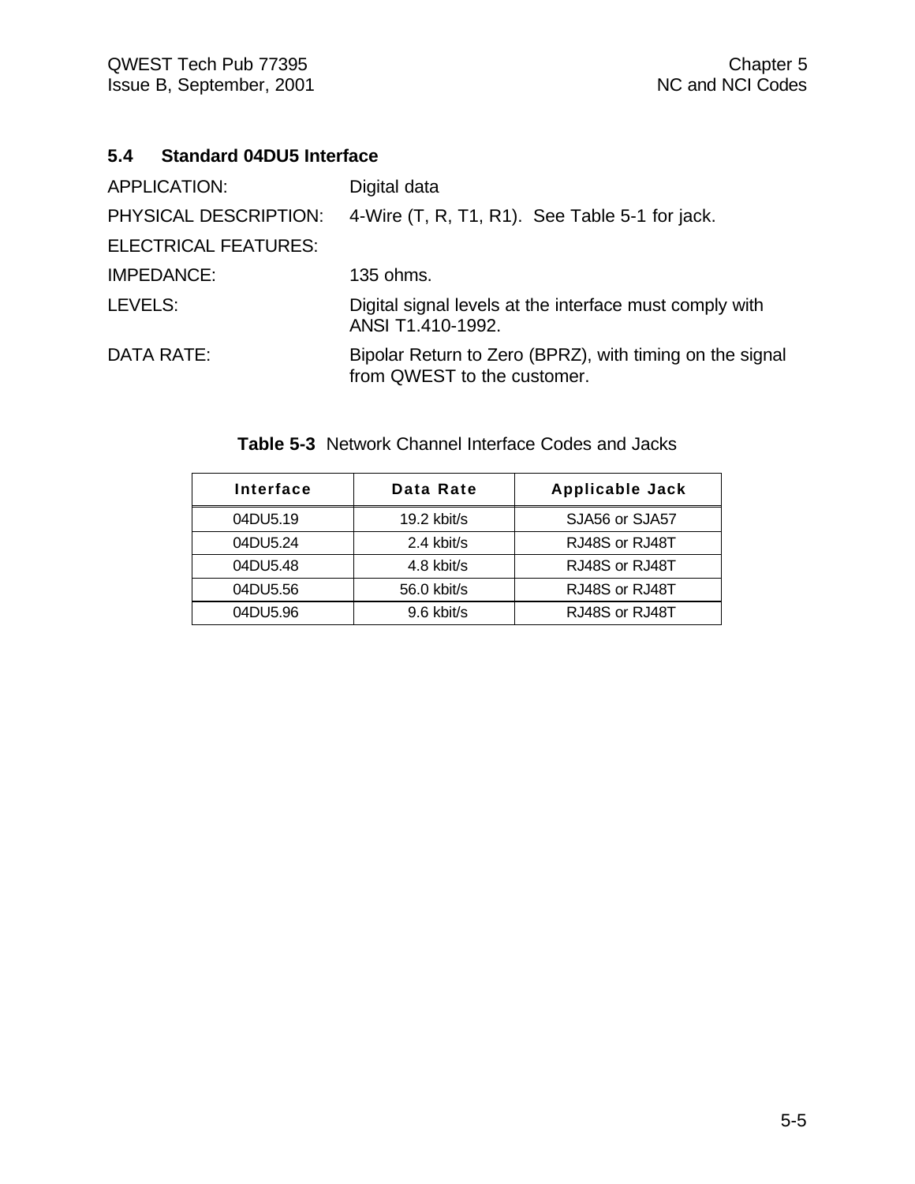## 5.4 Standard 04DU5 Interface

APPLICATION: Digital data

PHYSICAL DESCRIPTION: 4-Wire (T, R, T1, R1). See Table 5-1 for jack.

ELECTRICAL FEATURES:

IMPEDANCE: 135 ohms.

LEVELS: Digital signal levels at the interface must comply with ANSI T1.410-1992.

DATA RATE: Bipolar Return to Zero (BPRZ), with timing on the signal from QWEST to the customer.

**Table 5-3** Network Channel Interface Codes and Jacks

| Interface | Data Rate | Applicable Jack |
| --- | --- | --- |
| 04DU5.19 | 19.2 kbit/s | SJA56 or SJA57 |
| 04DU5.24 | 2.4 kbit/s | RJ48S or RJ48T |
| 04DU5.48 | 4.8 kbit/s | RJ48S or RJ48T |
| 04DU5.56 | 56.0 kbit/s | RJ48S or RJ48T |
| 04DU5.96 | 9.6 kbit/s | RJ48S or RJ48T |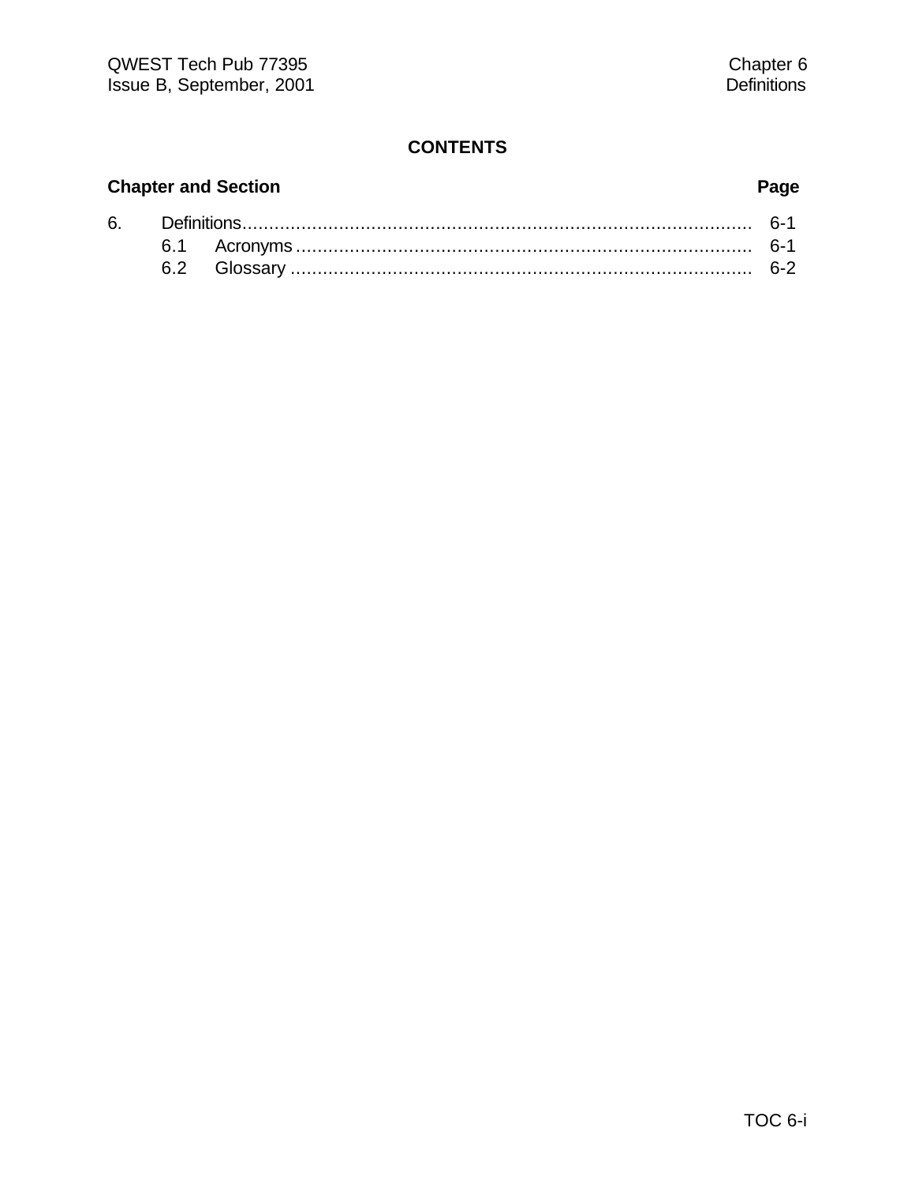# CONTENTS

| Chapter and Section | | Page |
|---|---|---|
| 6. | Definitions | 6-1 |
| | 6.1 Acronyms | 6-1 |
| | 6.2 Glossary | 6-2 |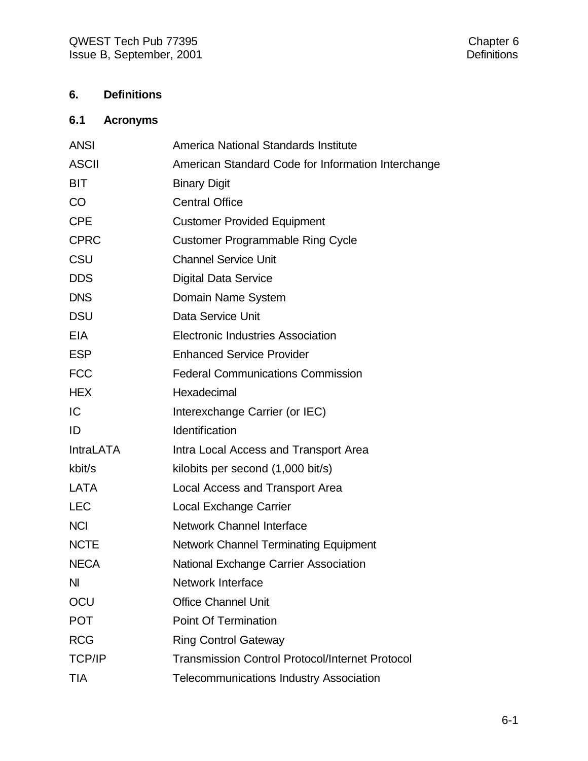# 6. Definitions

## 6.1 Acronyms

| | |
|---|---|
| ANSI | America National Standards Institute |
| ASCII | American Standard Code for Information Interchange |
| BIT | Binary Digit |
| CO | Central Office |
| CPE | Customer Provided Equipment |
| CPRC | Customer Programmable Ring Cycle |
| CSU | Channel Service Unit |
| DDS | Digital Data Service |
| DNS | Domain Name System |
| DSU | Data Service Unit |
| EIA | Electronic Industries Association |
| ESP | Enhanced Service Provider |
| FCC | Federal Communications Commission |
| HEX | Hexadecimal |
| IC | Interexchange Carrier (or IEC) |
| ID | Identification |
| IntraLATA | Intra Local Access and Transport Area |
| kbit/s | kilobits per second (1,000 bit/s) |
| LATA | Local Access and Transport Area |
| LEC | Local Exchange Carrier |
| NCI | Network Channel Interface |
| NCTE | Network Channel Terminating Equipment |
| NECA | National Exchange Carrier Association |
| NI | Network Interface |
| OCU | Office Channel Unit |
| POT | Point Of Termination |
| RCG | Ring Control Gateway |
| TCP/IP | Transmission Control Protocol/Internet Protocol |
| TIA | Telecommunications Industry Association |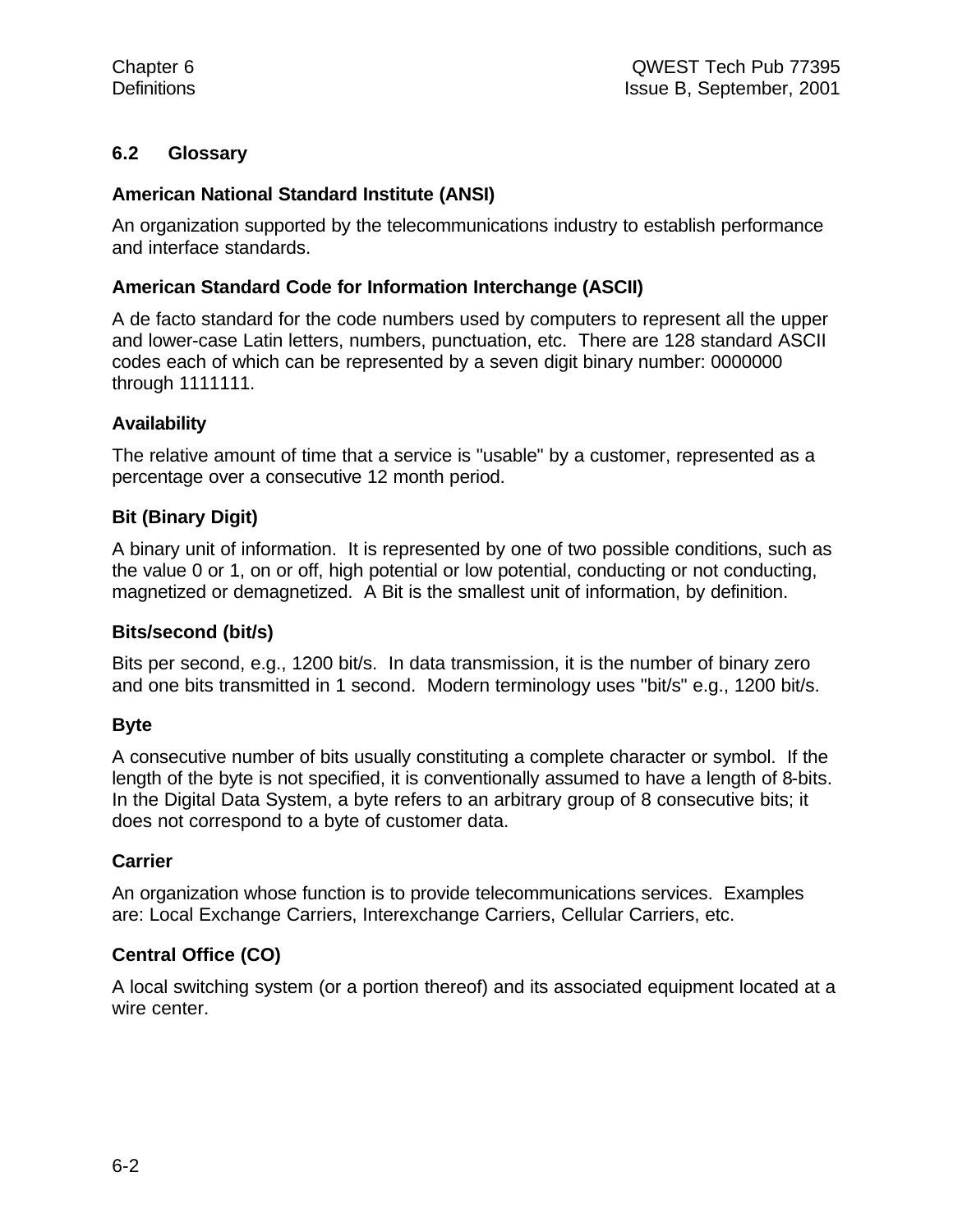## 6.2 Glossary

**American National Standard Institute (ANSI)**

An organization supported by the telecommunications industry to establish performance and interface standards.

**American Standard Code for Information Interchange (ASCII)**

A de facto standard for the code numbers used by computers to represent all the upper and lower-case Latin letters, numbers, punctuation, etc. There are 128 standard ASCII codes each of which can be represented by a seven digit binary number: 0000000 through 1111111.

**Availability**

The relative amount of time that a service is "usable" by a customer, represented as a percentage over a consecutive 12 month period.

**Bit (Binary Digit)**

A binary unit of information. It is represented by one of two possible conditions, such as the value 0 or 1, on or off, high potential or low potential, conducting or not conducting, magnetized or demagnetized. A Bit is the smallest unit of information, by definition.

**Bits/second (bit/s)**

Bits per second, e.g., 1200 bit/s. In data transmission, it is the number of binary zero and one bits transmitted in 1 second. Modern terminology uses "bit/s" e.g., 1200 bit/s.

**Byte**

A consecutive number of bits usually constituting a complete character or symbol. If the length of the byte is not specified, it is conventionally assumed to have a length of 8-bits. In the Digital Data System, a byte refers to an arbitrary group of 8 consecutive bits; it does not correspond to a byte of customer data.

**Carrier**

An organization whose function is to provide telecommunications services. Examples are: Local Exchange Carriers, Interexchange Carriers, Cellular Carriers, etc.

**Central Office (CO)**

A local switching system (or a portion thereof) and its associated equipment located at a wire center.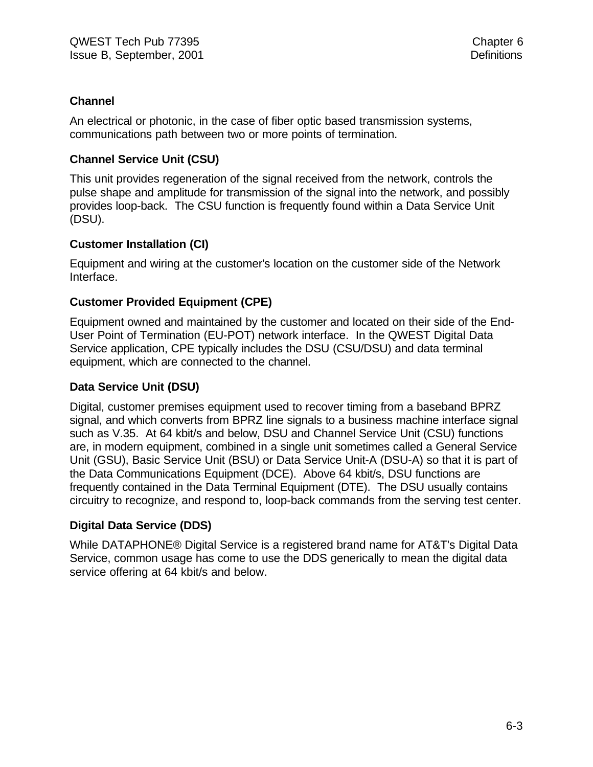### Channel

An electrical or photonic, in the case of fiber optic based transmission systems, communications path between two or more points of termination.

### Channel Service Unit (CSU)

This unit provides regeneration of the signal received from the network, controls the pulse shape and amplitude for transmission of the signal into the network, and possibly provides loop-back. The CSU function is frequently found within a Data Service Unit (DSU).

### Customer Installation (CI)

Equipment and wiring at the customer's location on the customer side of the Network Interface.

### Customer Provided Equipment (CPE)

Equipment owned and maintained by the customer and located on their side of the End-User Point of Termination (EU-POT) network interface. In the QWEST Digital Data Service application, CPE typically includes the DSU (CSU/DSU) and data terminal equipment, which are connected to the channel.

### Data Service Unit (DSU)

Digital, customer premises equipment used to recover timing from a baseband BPRZ signal, and which converts from BPRZ line signals to a business machine interface signal such as V.35. At 64 kbit/s and below, DSU and Channel Service Unit (CSU) functions are, in modern equipment, combined in a single unit sometimes called a General Service Unit (GSU), Basic Service Unit (BSU) or Data Service Unit-A (DSU-A) so that it is part of the Data Communications Equipment (DCE). Above 64 kbit/s, DSU functions are frequently contained in the Data Terminal Equipment (DTE). The DSU usually contains circuitry to recognize, and respond to, loop-back commands from the serving test center.

### Digital Data Service (DDS)

While DATAPHONE® Digital Service is a registered brand name for AT&T's Digital Data Service, common usage has come to use the DDS generically to mean the digital data service offering at 64 kbit/s and below.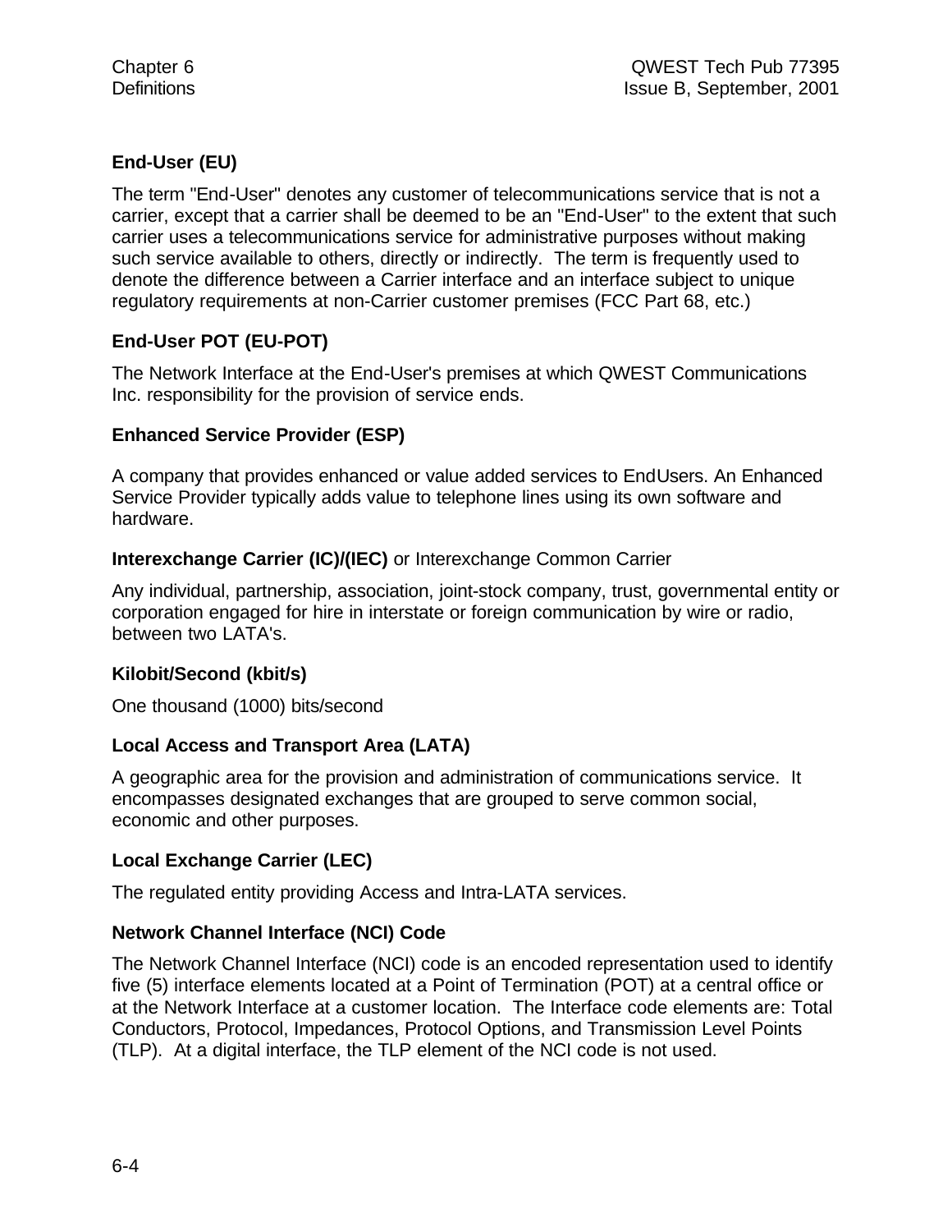**End-User (EU)**

The term "End-User" denotes any customer of telecommunications service that is not a carrier, except that a carrier shall be deemed to be an "End-User" to the extent that such carrier uses a telecommunications service for administrative purposes without making such service available to others, directly or indirectly. The term is frequently used to denote the difference between a Carrier interface and an interface subject to unique regulatory requirements at non-Carrier customer premises (FCC Part 68, etc.)

**End-User POT (EU-POT)**

The Network Interface at the End-User's premises at which QWEST Communications Inc. responsibility for the provision of service ends.

**Enhanced Service Provider (ESP)**

A company that provides enhanced or value added services to EndUsers. An Enhanced Service Provider typically adds value to telephone lines using its own software and hardware.

**Interexchange Carrier (IC)/(IEC)** or Interexchange Common Carrier

Any individual, partnership, association, joint-stock company, trust, governmental entity or corporation engaged for hire in interstate or foreign communication by wire or radio, between two LATA's.

**Kilobit/Second (kbit/s)**

One thousand (1000) bits/second

**Local Access and Transport Area (LATA)**

A geographic area for the provision and administration of communications service. It encompasses designated exchanges that are grouped to serve common social, economic and other purposes.

**Local Exchange Carrier (LEC)**

The regulated entity providing Access and Intra-LATA services.

**Network Channel Interface (NCI) Code**

The Network Channel Interface (NCI) code is an encoded representation used to identify five (5) interface elements located at a Point of Termination (POT) at a central office or at the Network Interface at a customer location. The Interface code elements are: Total Conductors, Protocol, Impedances, Protocol Options, and Transmission Level Points (TLP). At a digital interface, the TLP element of the NCI code is not used.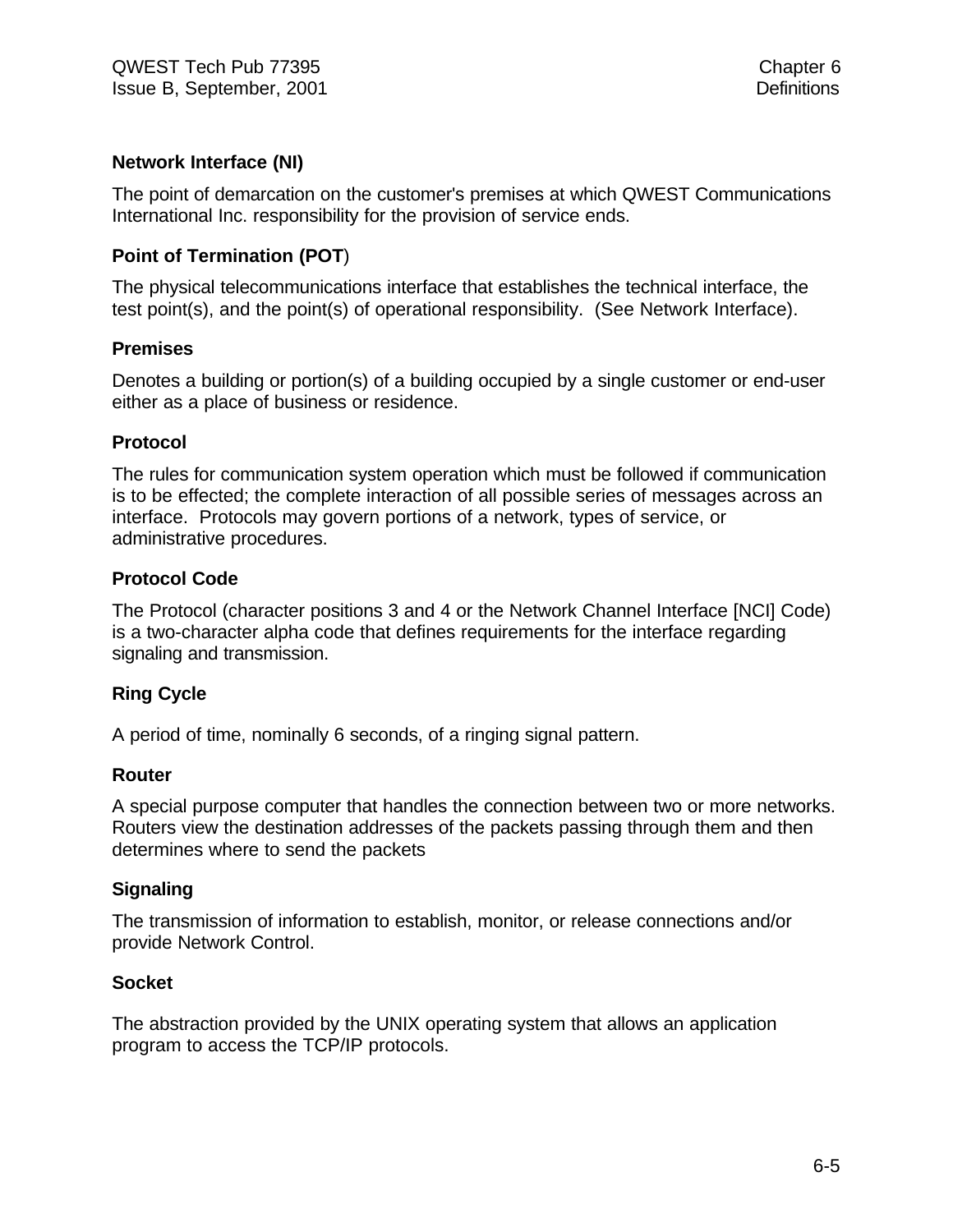**Network Interface (NI)**

The point of demarcation on the customer's premises at which QWEST Communications International Inc. responsibility for the provision of service ends.

**Point of Termination (POT)**

The physical telecommunications interface that establishes the technical interface, the test point(s), and the point(s) of operational responsibility. (See Network Interface).

**Premises**

Denotes a building or portion(s) of a building occupied by a single customer or end-user either as a place of business or residence.

**Protocol**

The rules for communication system operation which must be followed if communication is to be effected; the complete interaction of all possible series of messages across an interface. Protocols may govern portions of a network, types of service, or administrative procedures.

**Protocol Code**

The Protocol (character positions 3 and 4 or the Network Channel Interface [NCI] Code) is a two-character alpha code that defines requirements for the interface regarding signaling and transmission.

**Ring Cycle**

A period of time, nominally 6 seconds, of a ringing signal pattern.

**Router**

A special purpose computer that handles the connection between two or more networks. Routers view the destination addresses of the packets passing through them and then determines where to send the packets

**Signaling**

The transmission of information to establish, monitor, or release connections and/or provide Network Control.

**Socket**

The abstraction provided by the UNIX operating system that allows an application program to access the TCP/IP protocols.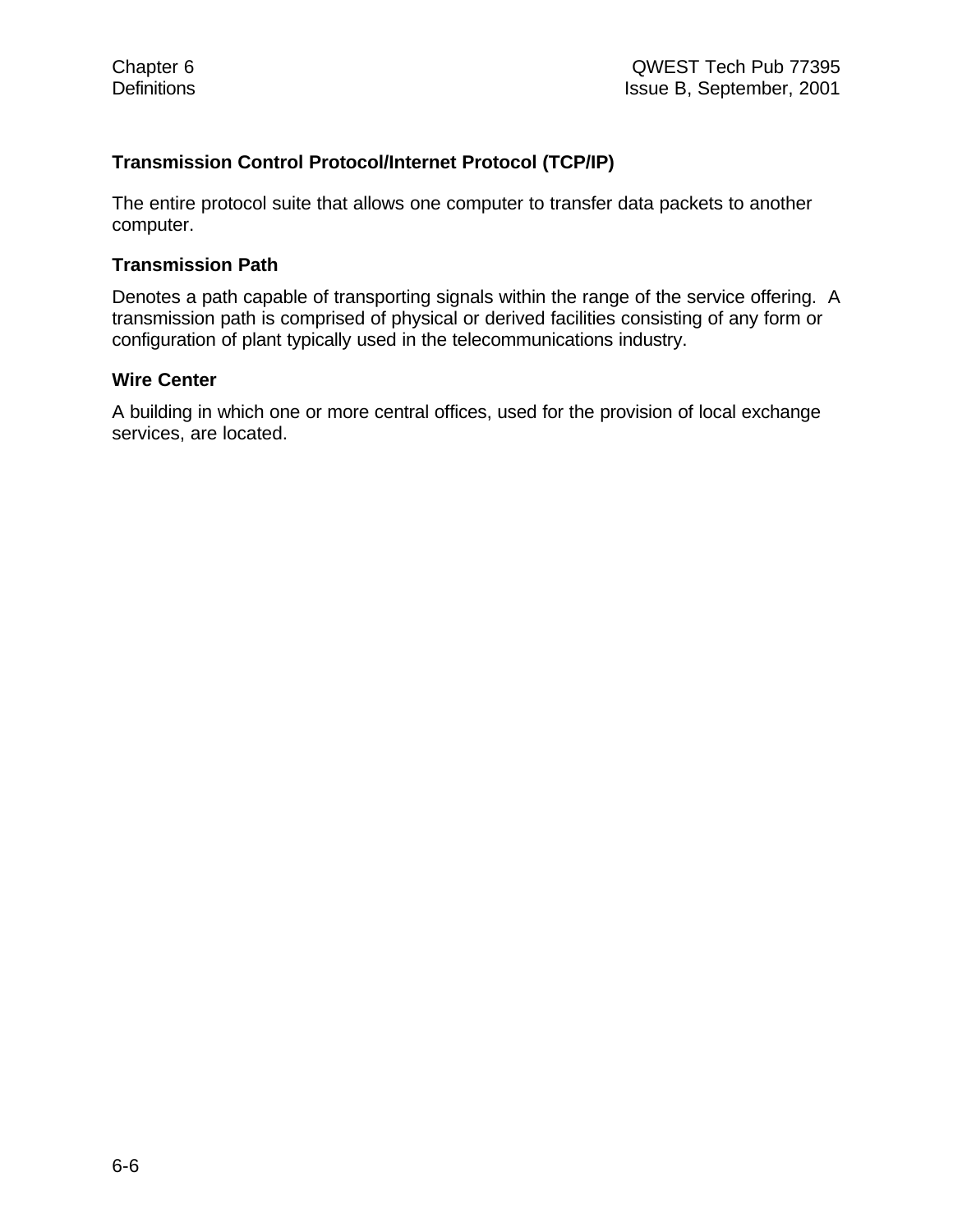### Transmission Control Protocol/Internet Protocol (TCP/IP)

The entire protocol suite that allows one computer to transfer data packets to another computer.

### Transmission Path

Denotes a path capable of transporting signals within the range of the service offering. A transmission path is comprised of physical or derived facilities consisting of any form or configuration of plant typically used in the telecommunications industry.

### Wire Center

A building in which one or more central offices, used for the provision of local exchange services, are located.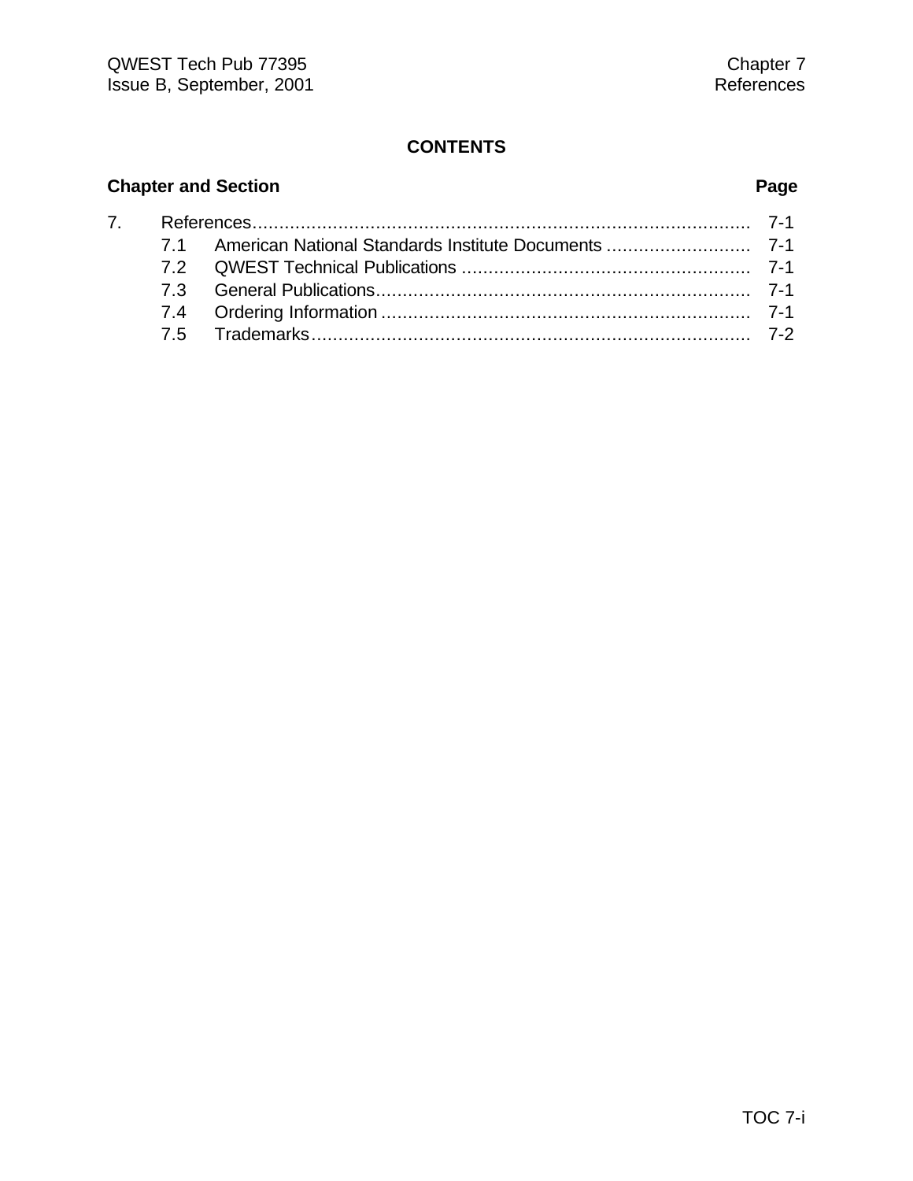## CONTENTS

| Chapter and Section | | | Page |
|---|---|---|---|
| 7. | References | | 7-1 |
| | 7.1 | American National Standards Institute Documents | 7-1 |
| | 7.2 | QWEST Technical Publications | 7-1 |
| | 7.3 | General Publications | 7-1 |
| | 7.4 | Ordering Information | 7-1 |
| | 7.5 | Trademarks | 7-2 |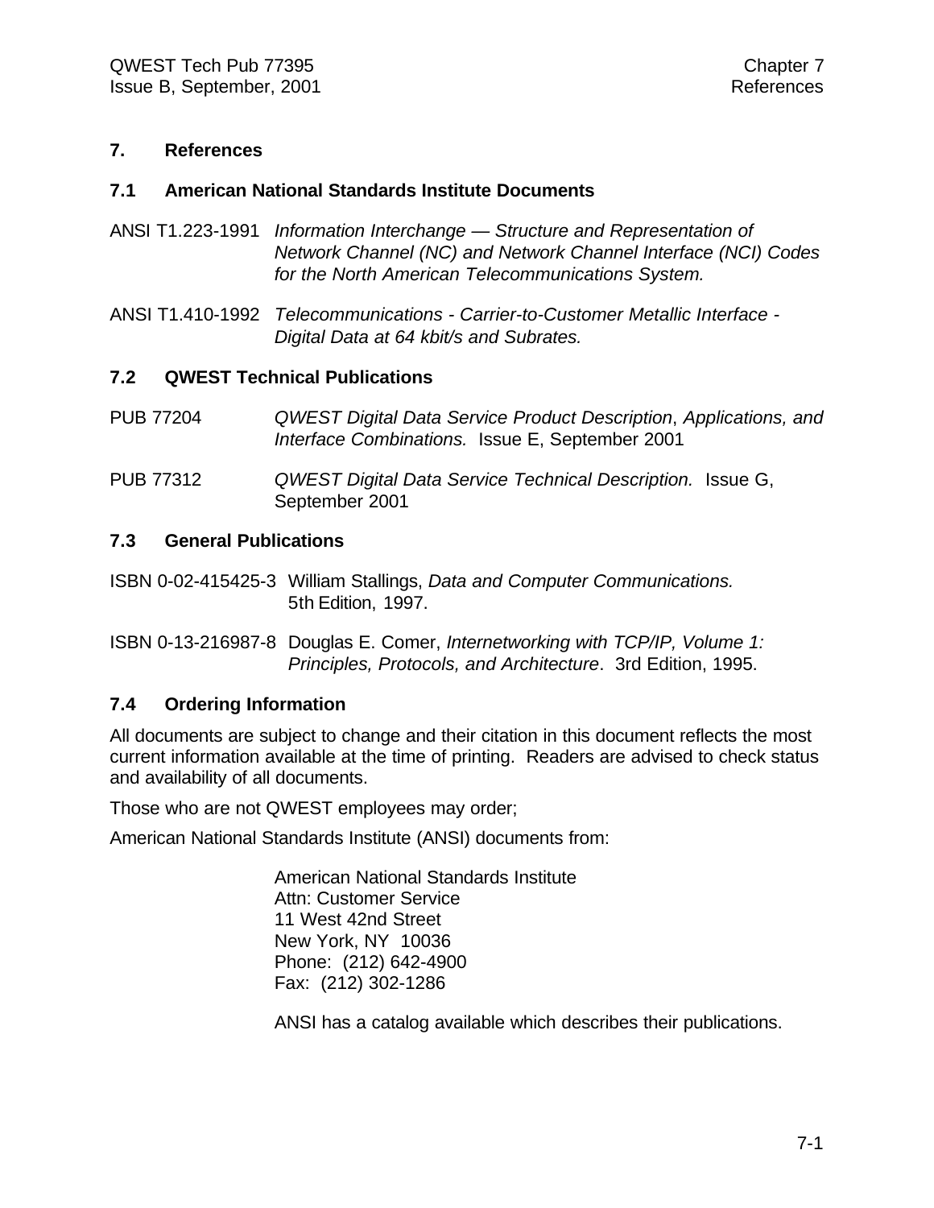# 7. References

## 7.1 American National Standards Institute Documents

ANSI T1.223-1991 *Information Interchange — Structure and Representation of Network Channel (NC) and Network Channel Interface (NCI) Codes for the North American Telecommunications System.*

ANSI T1.410-1992 *Telecommunications - Carrier-to-Customer Metallic Interface - Digital Data at 64 kbit/s and Subrates.*

## 7.2 QWEST Technical Publications

PUB 77204 *QWEST Digital Data Service Product Description*, *Applications, and Interface Combinations.* Issue E, September 2001

PUB 77312 *QWEST Digital Data Service Technical Description.* Issue G, September 2001

## 7.3 General Publications

ISBN 0-02-415425-3 William Stallings, *Data and Computer Communications.* 5th Edition, 1997.

ISBN 0-13-216987-8 Douglas E. Comer, *Internetworking with TCP/IP, Volume 1: Principles, Protocols, and Architecture*. 3rd Edition, 1995.

## 7.4 Ordering Information

All documents are subject to change and their citation in this document reflects the most current information available at the time of printing. Readers are advised to check status and availability of all documents.

Those who are not QWEST employees may order;

American National Standards Institute (ANSI) documents from:

American National Standards Institute
Attn: Customer Service
11 West 42nd Street
New York, NY 10036
Phone: (212) 642-4900
Fax: (212) 302-1286

ANSI has a catalog available which describes their publications.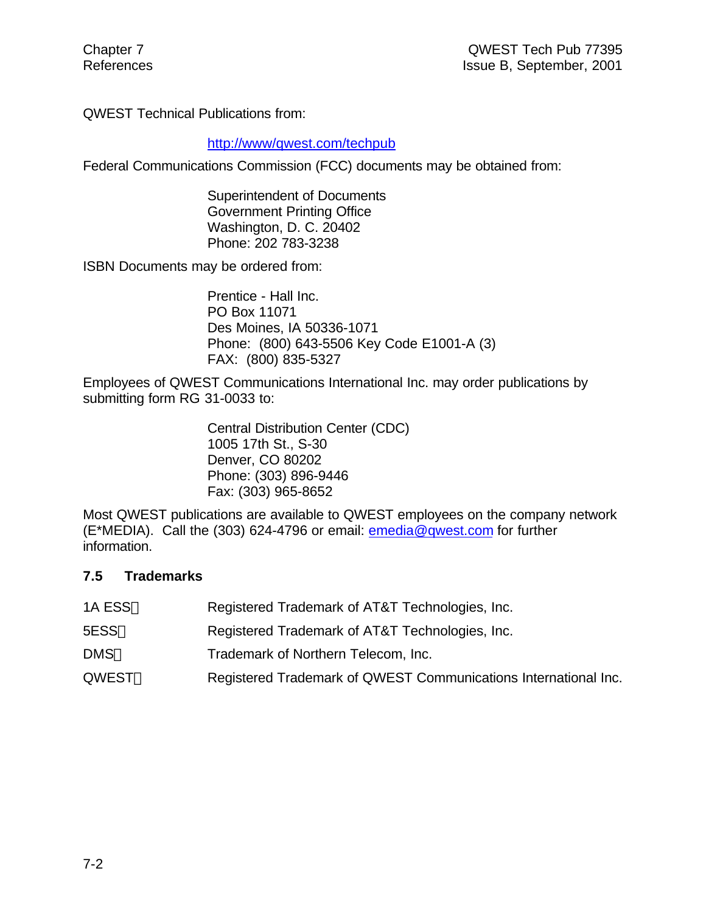QWEST Technical Publications from:

http://www/qwest.com/techpub

Federal Communications Commission (FCC) documents may be obtained from:

Superintendent of Documents
Government Printing Office
Washington, D. C. 20402
Phone: 202 783-3238

ISBN Documents may be ordered from:

Prentice - Hall Inc.
PO Box 11071
Des Moines, IA 50336-1071
Phone: (800) 643-5506 Key Code E1001-A (3)
FAX: (800) 835-5327

Employees of QWEST Communications International Inc. may order publications by submitting form RG 31-0033 to:

Central Distribution Center (CDC)
1005 17th St., S-30
Denver, CO 80202
Phone: (303) 896-9446
Fax: (303) 965-8652

Most QWEST publications are available to QWEST employees on the company network (E*MEDIA). Call the (303) 624-4796 or email: emedia@qwest.com for further information.

## 7.5 Trademarks

| | |
|---|---|
| 1A ESS® | Registered Trademark of AT&T Technologies, Inc. |
| 5ESS® | Registered Trademark of AT&T Technologies, Inc. |
| DMS™ | Trademark of Northern Telecom, Inc. |
| QWEST® | Registered Trademark of QWEST Communications International Inc. |